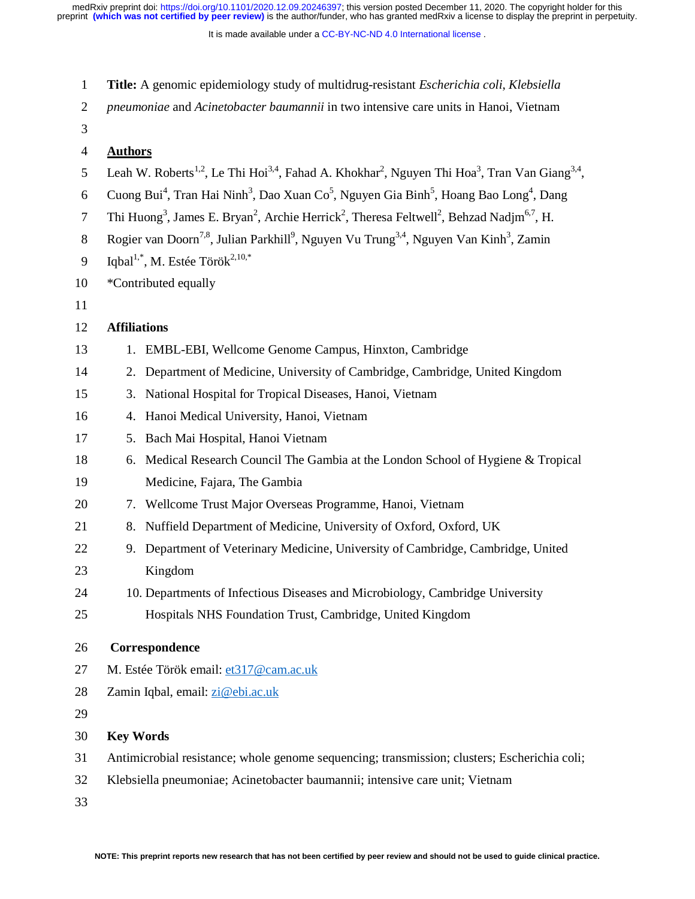**Title:** A genomic epidemiology study of multidrug-resistant *Escherichia coli*, *Klebsiella pneumoniae* and *Acinetobacter baumannii* in two intensive care units in Hanoi, Vietnam

## Authors

Leah W. Roberts[1,2], Le Thi Hoi[3,4], Fahad A. Khokhar[2], Nguyen Thi Hoa[3], Tran Van Giang[3,4], Cuong Bui[4], Tran Hai Ninh[3], Dao Xuan Co[5], Nguyen Gia Binh[5], Hoang Bao Long[4], Dang Thi Huong[3], James E. Bryan[2], Archie Herrick[2], Theresa Feltwell[2], Behzad Nadjm[6,7], H. Rogier van Doorn[7,8], Julian Parkhill[9], Nguyen Vu Trung[3,4], Nguyen Van Kinh[3], Zamin Iqbal[1,*], M. Estée Török[2,10,*]

*Contributed equally

## Affiliations

1. EMBL-EBI, Wellcome Genome Campus, Hinxton, Cambridge
2. Department of Medicine, University of Cambridge, Cambridge, United Kingdom
3. National Hospital for Tropical Diseases, Hanoi, Vietnam
4. Hanoi Medical University, Hanoi, Vietnam
5. Bach Mai Hospital, Hanoi Vietnam
6. Medical Research Council The Gambia at the London School of Hygiene & Tropical Medicine, Fajara, The Gambia
7. Wellcome Trust Major Overseas Programme, Hanoi, Vietnam
8. Nuffield Department of Medicine, University of Oxford, Oxford, UK
9. Department of Veterinary Medicine, University of Cambridge, Cambridge, United Kingdom
10. Departments of Infectious Diseases and Microbiology, Cambridge University Hospitals NHS Foundation Trust, Cambridge, United Kingdom

## Correspondence

M. Estée Török email: et317@cam.ac.uk

Zamin Iqbal, email: zi@ebi.ac.uk

## Key Words

Antimicrobial resistance; whole genome sequencing; transmission; clusters; Escherichia coli; Klebsiella pneumoniae; Acinetobacter baumannii; intensive care unit; Vietnam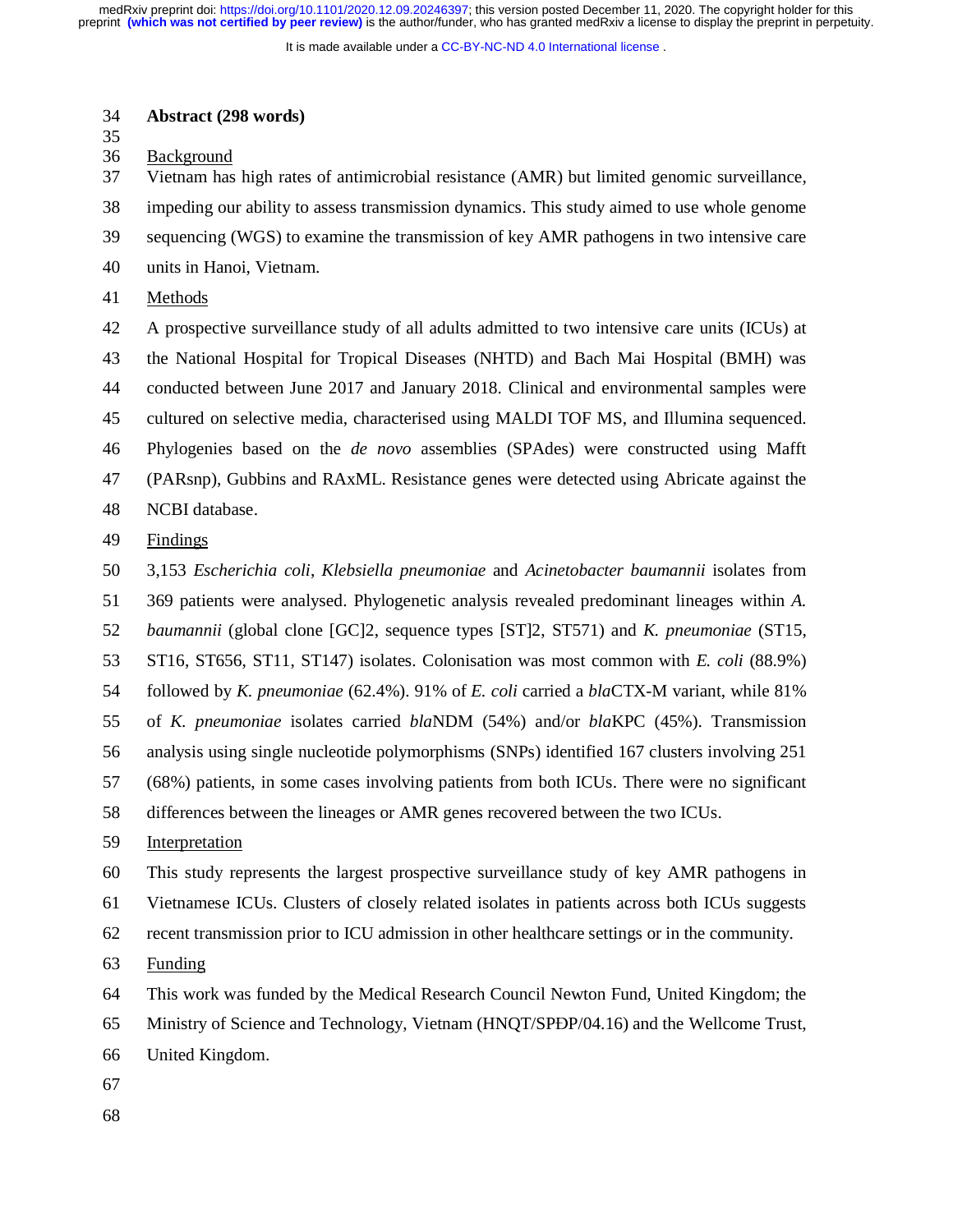## Abstract (298 words)

Background

Vietnam has high rates of antimicrobial resistance (AMR) but limited genomic surveillance, impeding our ability to assess transmission dynamics. This study aimed to use whole genome sequencing (WGS) to examine the transmission of key AMR pathogens in two intensive care units in Hanoi, Vietnam.

Methods

A prospective surveillance study of all adults admitted to two intensive care units (ICUs) at the National Hospital for Tropical Diseases (NHTD) and Bach Mai Hospital (BMH) was conducted between June 2017 and January 2018. Clinical and environmental samples were cultured on selective media, characterised using MALDI TOF MS, and Illumina sequenced. Phylogenies based on the *de novo* assemblies (SPAdes) were constructed using Mafft (PARsnp), Gubbins and RAxML. Resistance genes were detected using Abricate against the NCBI database.

Findings

3,153 *Escherichia coli*, *Klebsiella pneumoniae* and *Acinetobacter baumannii* isolates from 369 patients were analysed. Phylogenetic analysis revealed predominant lineages within *A. baumannii* (global clone [GC]2, sequence types [ST]2, ST571) and *K. pneumoniae* (ST15, ST16, ST656, ST11, ST147) isolates. Colonisation was most common with *E. coli* (88.9%) followed by *K. pneumoniae* (62.4%). 91% of *E. coli* carried a *bla*CTX-M variant, while 81% of *K. pneumoniae* isolates carried *bla*NDM (54%) and/or *bla*KPC (45%). Transmission analysis using single nucleotide polymorphisms (SNPs) identified 167 clusters involving 251 (68%) patients, in some cases involving patients from both ICUs. There were no significant differences between the lineages or AMR genes recovered between the two ICUs.

Interpretation

This study represents the largest prospective surveillance study of key AMR pathogens in Vietnamese ICUs. Clusters of closely related isolates in patients across both ICUs suggests recent transmission prior to ICU admission in other healthcare settings or in the community.

Funding

This work was funded by the Medical Research Council Newton Fund, United Kingdom; the Ministry of Science and Technology, Vietnam (HNQT/SPĐP/04.16) and the Wellcome Trust, United Kingdom.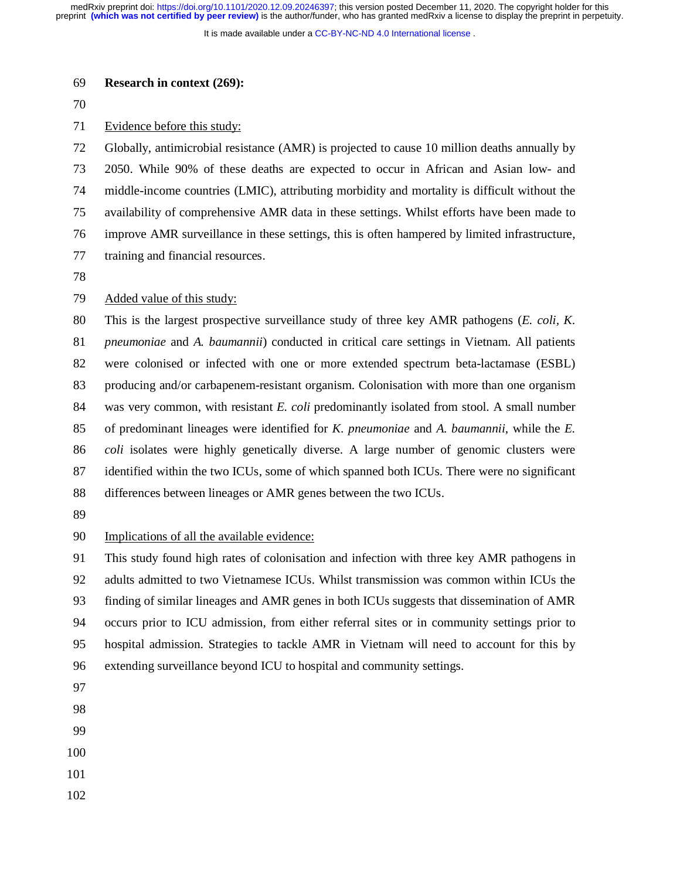**Research in context (269):**

Evidence before this study:

Globally, antimicrobial resistance (AMR) is projected to cause 10 million deaths annually by 2050. While 90% of these deaths are expected to occur in African and Asian low- and middle-income countries (LMIC), attributing morbidity and mortality is difficult without the availability of comprehensive AMR data in these settings. Whilst efforts have been made to improve AMR surveillance in these settings, this is often hampered by limited infrastructure, training and financial resources.

Added value of this study:

This is the largest prospective surveillance study of three key AMR pathogens (*E. coli*, *K. pneumoniae* and *A. baumannii*) conducted in critical care settings in Vietnam. All patients were colonised or infected with one or more extended spectrum beta-lactamase (ESBL) producing and/or carbapenem-resistant organism. Colonisation with more than one organism was very common, with resistant *E. coli* predominantly isolated from stool. A small number of predominant lineages were identified for *K. pneumoniae* and *A. baumannii*, while the *E. coli* isolates were highly genetically diverse. A large number of genomic clusters were identified within the two ICUs, some of which spanned both ICUs. There were no significant differences between lineages or AMR genes between the two ICUs.

Implications of all the available evidence:

This study found high rates of colonisation and infection with three key AMR pathogens in adults admitted to two Vietnamese ICUs. Whilst transmission was common within ICUs the finding of similar lineages and AMR genes in both ICUs suggests that dissemination of AMR occurs prior to ICU admission, from either referral sites or in community settings prior to hospital admission. Strategies to tackle AMR in Vietnam will need to account for this by extending surveillance beyond ICU to hospital and community settings.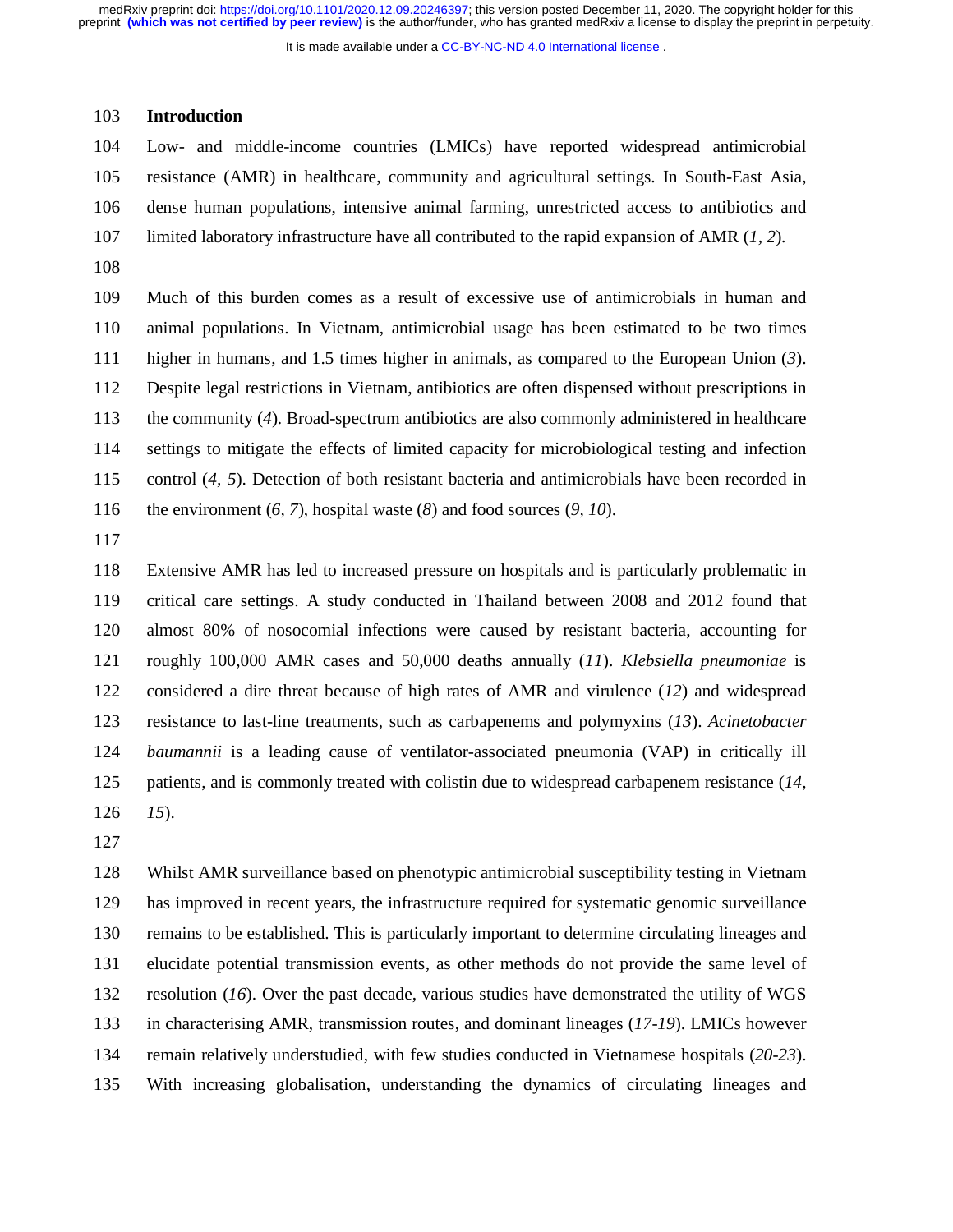## Introduction

Low- and middle-income countries (LMICs) have reported widespread antimicrobial resistance (AMR) in healthcare, community and agricultural settings. In South-East Asia, dense human populations, intensive animal farming, unrestricted access to antibiotics and limited laboratory infrastructure have all contributed to the rapid expansion of AMR (*1, 2*).

Much of this burden comes as a result of excessive use of antimicrobials in human and animal populations. In Vietnam, antimicrobial usage has been estimated to be two times higher in humans, and 1.5 times higher in animals, as compared to the European Union (*3*). Despite legal restrictions in Vietnam, antibiotics are often dispensed without prescriptions in the community (*4*). Broad-spectrum antibiotics are also commonly administered in healthcare settings to mitigate the effects of limited capacity for microbiological testing and infection control (*4, 5*). Detection of both resistant bacteria and antimicrobials have been recorded in the environment (*6, 7*), hospital waste (*8*) and food sources (*9, 10*).

Extensive AMR has led to increased pressure on hospitals and is particularly problematic in critical care settings. A study conducted in Thailand between 2008 and 2012 found that almost 80% of nosocomial infections were caused by resistant bacteria, accounting for roughly 100,000 AMR cases and 50,000 deaths annually (*11*). *Klebsiella pneumoniae* is considered a dire threat because of high rates of AMR and virulence (*12*) and widespread resistance to last-line treatments, such as carbapenems and polymyxins (*13*). *Acinetobacter baumannii* is a leading cause of ventilator-associated pneumonia (VAP) in critically ill patients, and is commonly treated with colistin due to widespread carbapenem resistance (*14, 15*).

Whilst AMR surveillance based on phenotypic antimicrobial susceptibility testing in Vietnam has improved in recent years, the infrastructure required for systematic genomic surveillance remains to be established. This is particularly important to determine circulating lineages and elucidate potential transmission events, as other methods do not provide the same level of resolution (*16*). Over the past decade, various studies have demonstrated the utility of WGS in characterising AMR, transmission routes, and dominant lineages (*17-19*). LMICs however remain relatively understudied, with few studies conducted in Vietnamese hospitals (*20-23*). With increasing globalisation, understanding the dynamics of circulating lineages and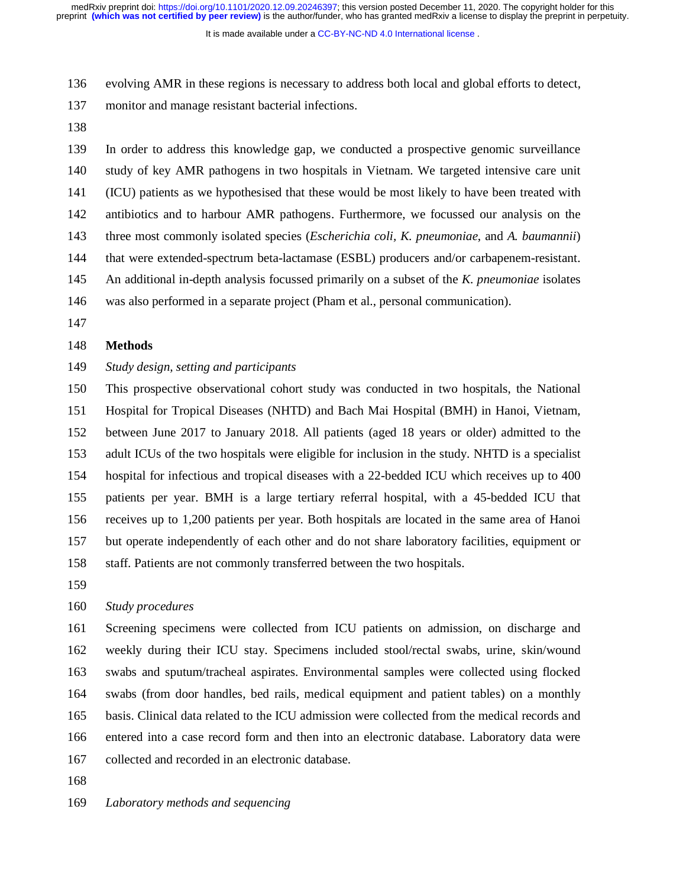evolving AMR in these regions is necessary to address both local and global efforts to detect, monitor and manage resistant bacterial infections.

In order to address this knowledge gap, we conducted a prospective genomic surveillance study of key AMR pathogens in two hospitals in Vietnam. We targeted intensive care unit (ICU) patients as we hypothesised that these would be most likely to have been treated with antibiotics and to harbour AMR pathogens. Furthermore, we focussed our analysis on the three most commonly isolated species (*Escherichia coli, K. pneumoniae*, and *A. baumannii*) that were extended-spectrum beta-lactamase (ESBL) producers and/or carbapenem-resistant. An additional in-depth analysis focussed primarily on a subset of the *K. pneumoniae* isolates was also performed in a separate project (Pham et al., personal communication).

## Methods

### *Study design, setting and participants*

This prospective observational cohort study was conducted in two hospitals, the National Hospital for Tropical Diseases (NHTD) and Bach Mai Hospital (BMH) in Hanoi, Vietnam, between June 2017 to January 2018. All patients (aged 18 years or older) admitted to the adult ICUs of the two hospitals were eligible for inclusion in the study. NHTD is a specialist hospital for infectious and tropical diseases with a 22-bedded ICU which receives up to 400 patients per year. BMH is a large tertiary referral hospital, with a 45-bedded ICU that receives up to 1,200 patients per year. Both hospitals are located in the same area of Hanoi but operate independently of each other and do not share laboratory facilities, equipment or staff. Patients are not commonly transferred between the two hospitals.

### *Study procedures*

Screening specimens were collected from ICU patients on admission, on discharge and weekly during their ICU stay. Specimens included stool/rectal swabs, urine, skin/wound swabs and sputum/tracheal aspirates. Environmental samples were collected using flocked swabs (from door handles, bed rails, medical equipment and patient tables) on a monthly basis. Clinical data related to the ICU admission were collected from the medical records and entered into a case record form and then into an electronic database. Laboratory data were collected and recorded in an electronic database.

### *Laboratory methods and sequencing*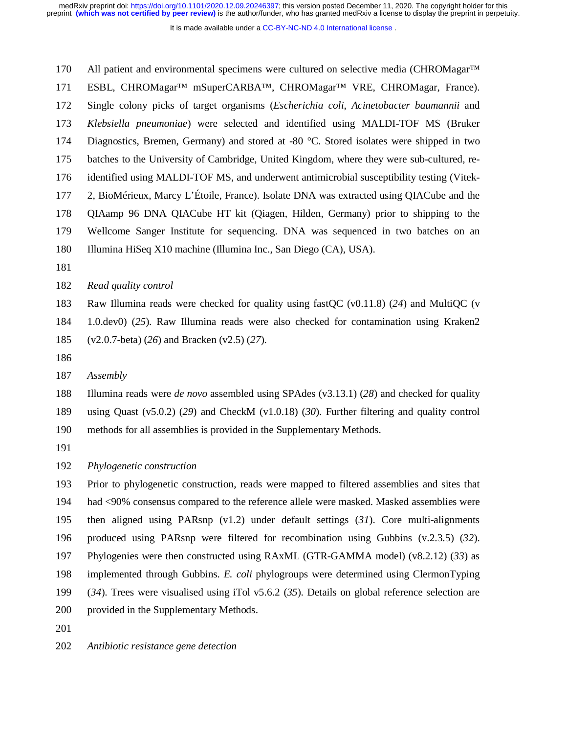All patient and environmental specimens were cultured on selective media (CHROMagar™ ESBL, CHROMagar™ mSuperCARBA™, CHROMagar™ VRE, CHROMagar, France). Single colony picks of target organisms (*Escherichia coli*, *Acinetobacter baumannii* and *Klebsiella pneumoniae*) were selected and identified using MALDI-TOF MS (Bruker Diagnostics, Bremen, Germany) and stored at -80 °C. Stored isolates were shipped in two batches to the University of Cambridge, United Kingdom, where they were sub-cultured, re-identified using MALDI-TOF MS, and underwent antimicrobial susceptibility testing (Vitek-2, BioMérieux, Marcy L'Étoile, France). Isolate DNA was extracted using QIACube and the QIAamp 96 DNA QIACube HT kit (Qiagen, Hilden, Germany) prior to shipping to the Wellcome Sanger Institute for sequencing. DNA was sequenced in two batches on an Illumina HiSeq X10 machine (Illumina Inc., San Diego (CA), USA).

*Read quality control*

Raw Illumina reads were checked for quality using fastQC (v0.11.8) (*24*) and MultiQC (v 1.0.dev0) (*25*). Raw Illumina reads were also checked for contamination using Kraken2 (v2.0.7-beta) (*26*) and Bracken (v2.5) (*27*).

*Assembly*

Illumina reads were *de novo* assembled using SPAdes (v3.13.1) (*28*) and checked for quality using Quast (v5.0.2) (*29*) and CheckM (v1.0.18) (*30*). Further filtering and quality control methods for all assemblies is provided in the Supplementary Methods.

*Phylogenetic construction*

Prior to phylogenetic construction, reads were mapped to filtered assemblies and sites that had <90% consensus compared to the reference allele were masked. Masked assemblies were then aligned using PARsnp (v1.2) under default settings (*31*). Core multi-alignments produced using PARsnp were filtered for recombination using Gubbins (v.2.3.5) (*32*). Phylogenies were then constructed using RAxML (GTR-GAMMA model) (v8.2.12) (*33*) as implemented through Gubbins. *E. coli* phylogroups were determined using ClermonTyping (*34*). Trees were visualised using iTol v5.6.2 (*35*). Details on global reference selection are provided in the Supplementary Methods.

*Antibiotic resistance gene detection*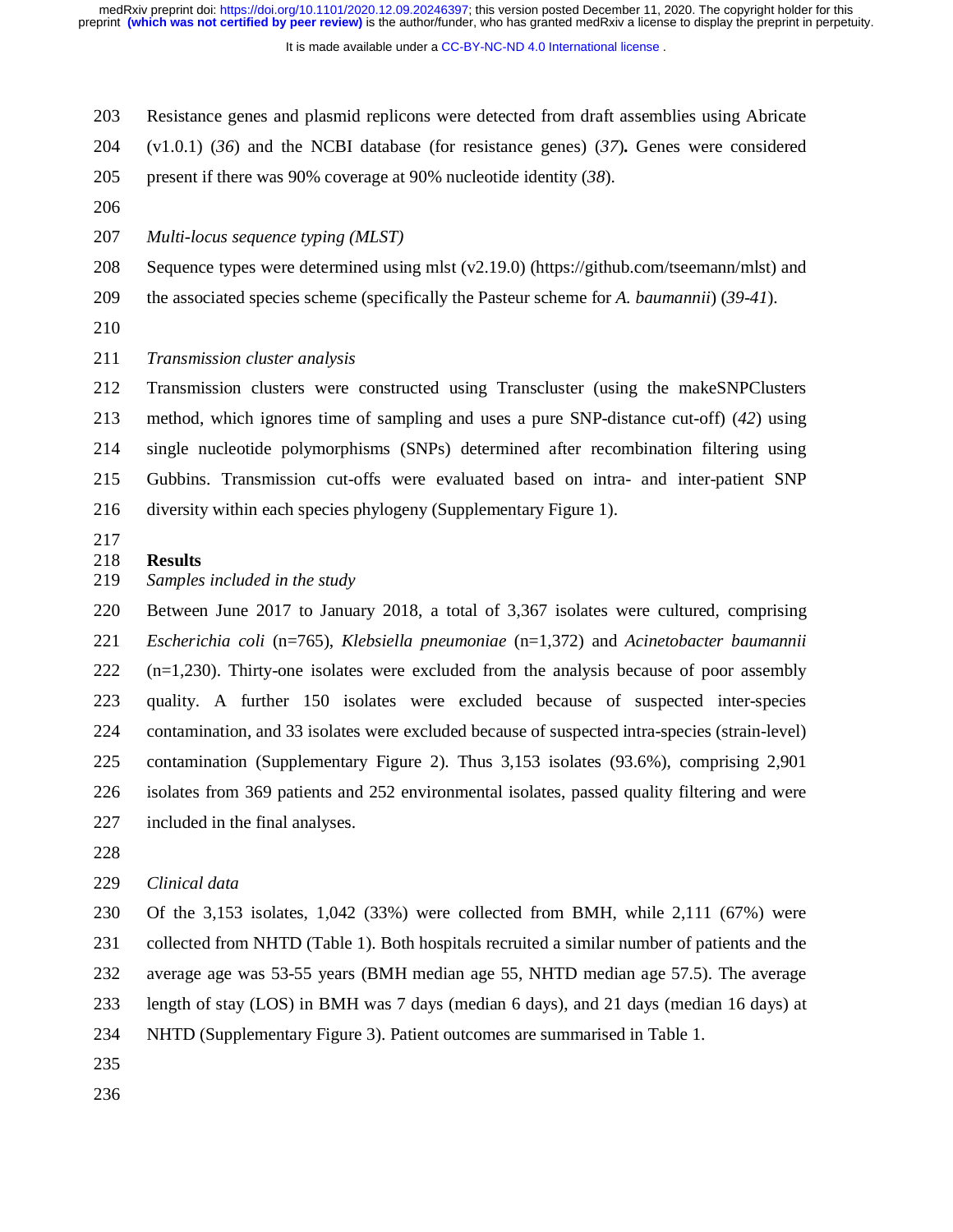Resistance genes and plasmid replicons were detected from draft assemblies using Abricate (v1.0.1) (*36*) and the NCBI database (for resistance genes) (*37*)**.** Genes were considered present if there was 90% coverage at 90% nucleotide identity (*38*).

*Multi-locus sequence typing (MLST)*

Sequence types were determined using mlst (v2.19.0) (https://github.com/tseemann/mlst) and the associated species scheme (specifically the Pasteur scheme for *A. baumannii*) (*39-41*).

*Transmission cluster analysis*

Transmission clusters were constructed using Transcluster (using the makeSNPClusters method, which ignores time of sampling and uses a pure SNP-distance cut-off) (*42*) using single nucleotide polymorphisms (SNPs) determined after recombination filtering using Gubbins. Transmission cut-offs were evaluated based on intra- and inter-patient SNP diversity within each species phylogeny (Supplementary Figure 1).

## Results

*Samples included in the study*

Between June 2017 to January 2018, a total of 3,367 isolates were cultured, comprising *Escherichia coli* (n=765), *Klebsiella pneumoniae* (n=1,372) and *Acinetobacter baumannii* (n=1,230). Thirty-one isolates were excluded from the analysis because of poor assembly quality. A further 150 isolates were excluded because of suspected inter-species contamination, and 33 isolates were excluded because of suspected intra-species (strain-level) contamination (Supplementary Figure 2). Thus 3,153 isolates (93.6%), comprising 2,901 isolates from 369 patients and 252 environmental isolates, passed quality filtering and were included in the final analyses.

*Clinical data*

Of the 3,153 isolates, 1,042 (33%) were collected from BMH, while 2,111 (67%) were collected from NHTD (Table 1). Both hospitals recruited a similar number of patients and the average age was 53-55 years (BMH median age 55, NHTD median age 57.5). The average length of stay (LOS) in BMH was 7 days (median 6 days), and 21 days (median 16 days) at NHTD (Supplementary Figure 3). Patient outcomes are summarised in Table 1.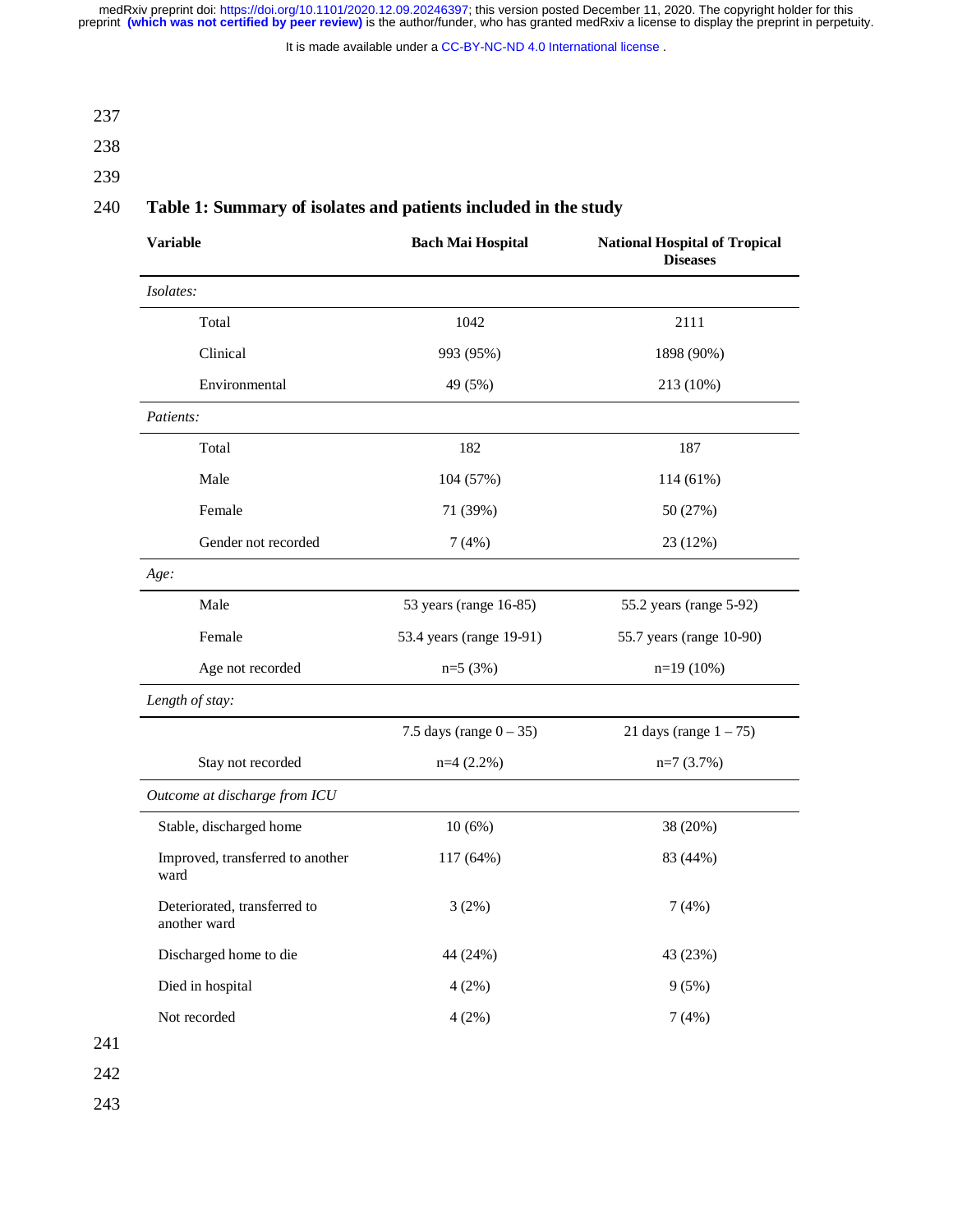**Table 1: Summary of isolates and patients included in the study**

| Variable | Bach Mai Hospital | National Hospital of Tropical Diseases |
|---|---|---|
| *Isolates:* | | |
| Total | 1042 | 2111 |
| Clinical | 993 (95%) | 1898 (90%) |
| Environmental | 49 (5%) | 213 (10%) |
| *Patients:* | | |
| Total | 182 | 187 |
| Male | 104 (57%) | 114 (61%) |
| Female | 71 (39%) | 50 (27%) |
| Gender not recorded | 7 (4%) | 23 (12%) |
| *Age:* | | |
| Male | 53 years (range 16-85) | 55.2 years (range 5-92) |
| Female | 53.4 years (range 19-91) | 55.7 years (range 10-90) |
| Age not recorded | n=5 (3%) | n=19 (10%) |
| *Length of stay:* | | |
| | 7.5 days (range 0 – 35) | 21 days (range 1 – 75) |
| Stay not recorded | n=4 (2.2%) | n=7 (3.7%) |
| *Outcome at discharge from ICU* | | |
| Stable, discharged home | 10 (6%) | 38 (20%) |
| Improved, transferred to another ward | 117 (64%) | 83 (44%) |
| Deteriorated, transferred to another ward | 3 (2%) | 7 (4%) |
| Discharged home to die | 44 (24%) | 43 (23%) |
| Died in hospital | 4 (2%) | 9 (5%) |
| Not recorded | 4 (2%) | 7 (4%) |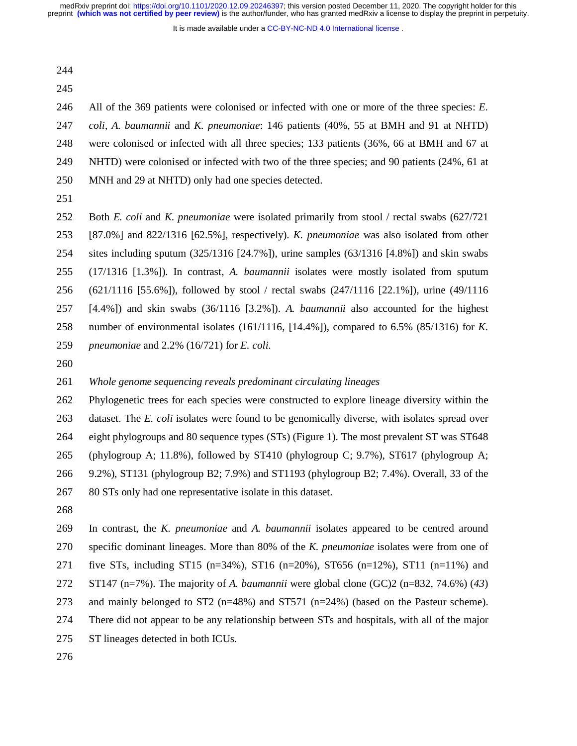All of the 369 patients were colonised or infected with one or more of the three species: *E. coli*, *A. baumannii* and *K. pneumoniae*: 146 patients (40%, 55 at BMH and 91 at NHTD) were colonised or infected with all three species; 133 patients (36%, 66 at BMH and 67 at NHTD) were colonised or infected with two of the three species; and 90 patients (24%, 61 at MNH and 29 at NHTD) only had one species detected.

Both *E. coli* and *K. pneumoniae* were isolated primarily from stool / rectal swabs (627/721 [87.0%] and 822/1316 [62.5%], respectively). *K. pneumoniae* was also isolated from other sites including sputum (325/1316 [24.7%]), urine samples (63/1316 [4.8%]) and skin swabs (17/1316 [1.3%]). In contrast, *A. baumannii* isolates were mostly isolated from sputum (621/1116 [55.6%]), followed by stool / rectal swabs (247/1116 [22.1%]), urine (49/1116 [4.4%]) and skin swabs (36/1116 [3.2%]). *A. baumannii* also accounted for the highest number of environmental isolates (161/1116, [14.4%]), compared to 6.5% (85/1316) for *K. pneumoniae* and 2.2% (16/721) for *E. coli*.

*Whole genome sequencing reveals predominant circulating lineages*

Phylogenetic trees for each species were constructed to explore lineage diversity within the dataset. The *E. coli* isolates were found to be genomically diverse, with isolates spread over eight phylogroups and 80 sequence types (STs) (Figure 1). The most prevalent ST was ST648 (phylogroup A; 11.8%), followed by ST410 (phylogroup C; 9.7%), ST617 (phylogroup A; 9.2%), ST131 (phylogroup B2; 7.9%) and ST1193 (phylogroup B2; 7.4%). Overall, 33 of the 80 STs only had one representative isolate in this dataset.

In contrast, the *K. pneumoniae* and *A. baumannii* isolates appeared to be centred around specific dominant lineages. More than 80% of the *K. pneumoniae* isolates were from one of five STs, including ST15 (n=34%), ST16 (n=20%), ST656 (n=12%), ST11 (n=11%) and ST147 (n=7%). The majority of *A. baumannii* were global clone (GC)2 (n=832, 74.6%) (*43*) and mainly belonged to ST2 (n=48%) and ST571 (n=24%) (based on the Pasteur scheme). There did not appear to be any relationship between STs and hospitals, with all of the major ST lineages detected in both ICUs.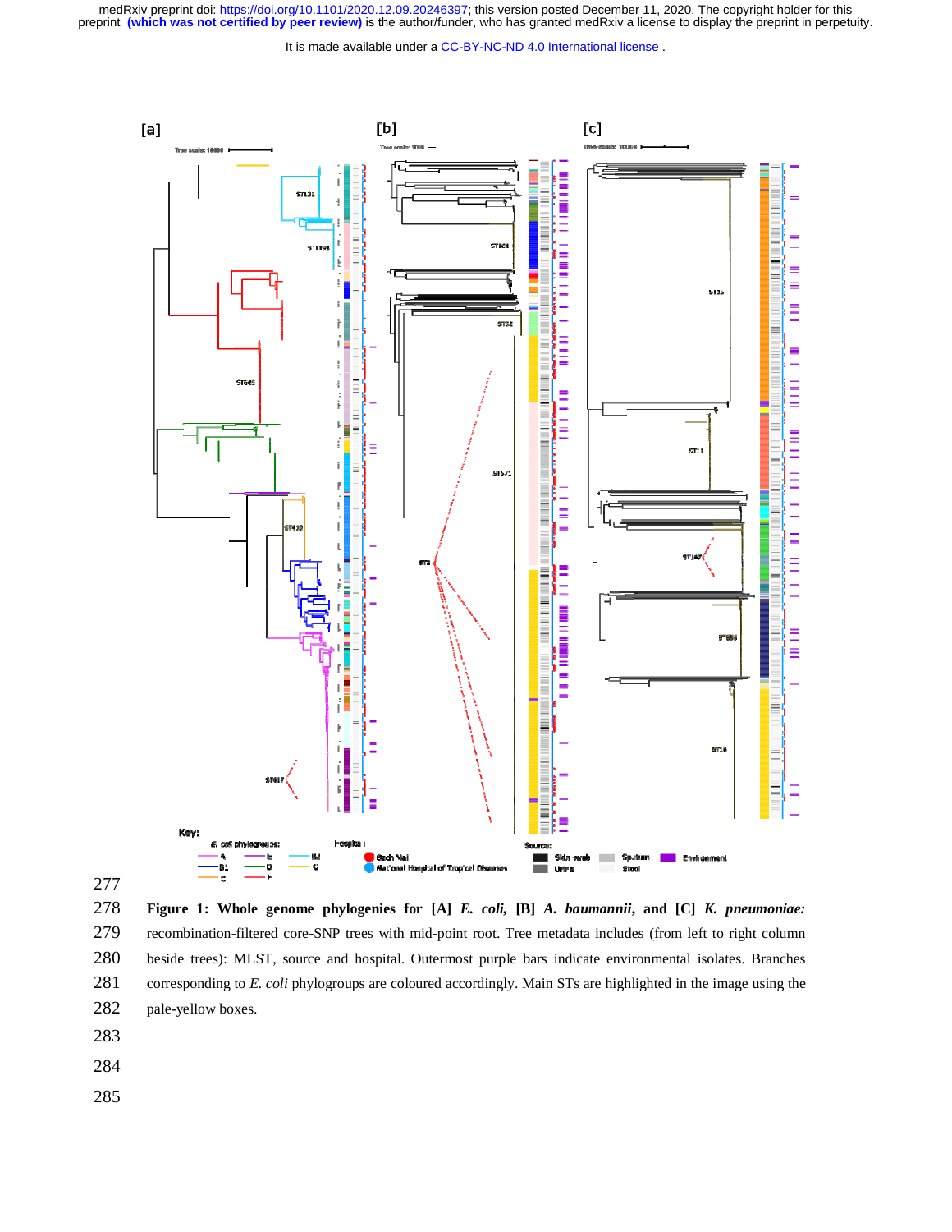Figure 1: Whole genome phylogenies for [A] *E. coli*, [B] *A. baumannii*, and [C] *K. pneumoniae:* recombination-filtered core-SNP trees with mid-point root. Tree metadata includes (from left to right column beside trees): MLST, source and hospital. Outermost purple bars indicate environmental isolates. Branches corresponding to *E. coli* phylogroups are coloured accordingly. Main STs are highlighted in the image using the pale-yellow boxes.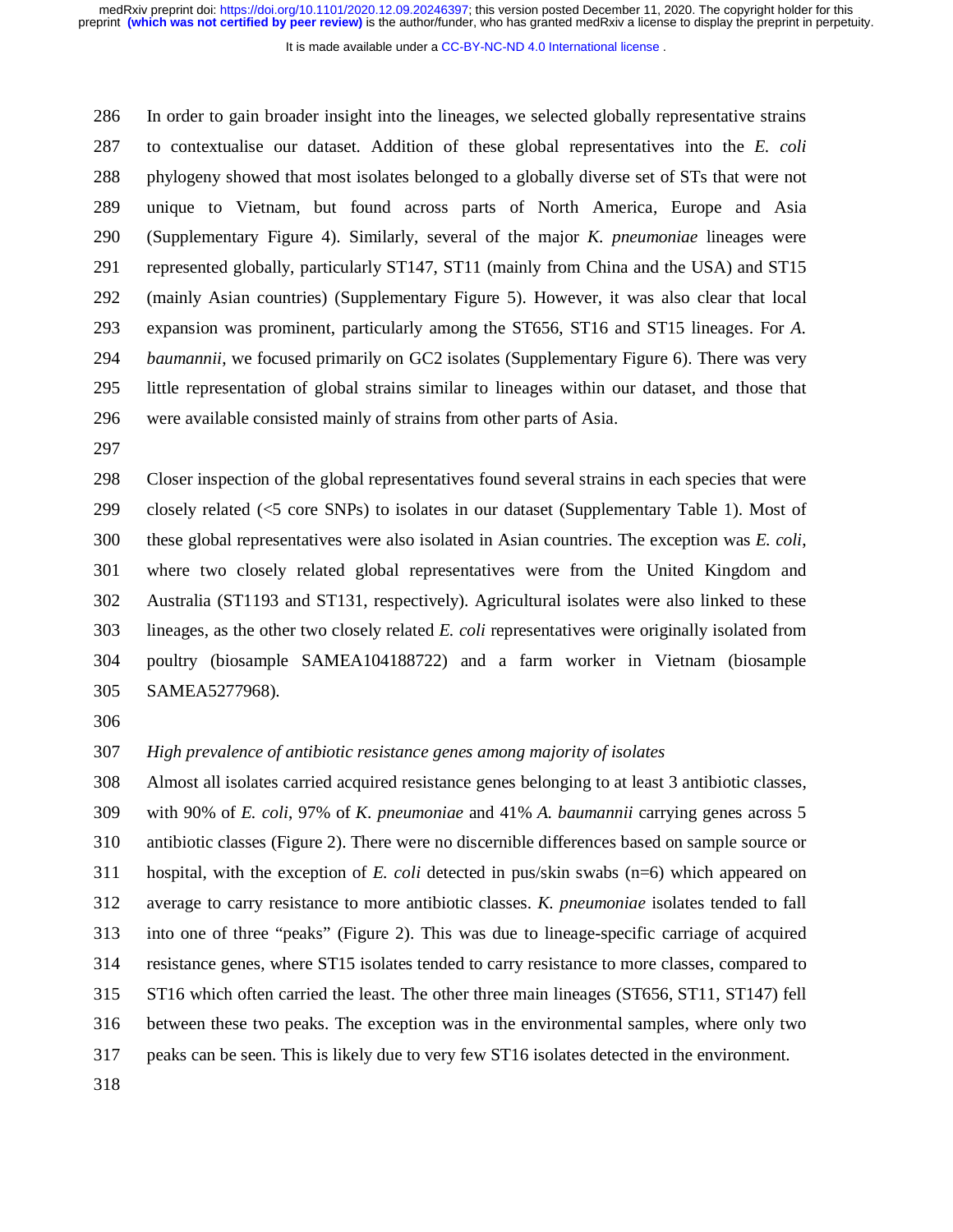In order to gain broader insight into the lineages, we selected globally representative strains to contextualise our dataset. Addition of these global representatives into the *E. coli* phylogeny showed that most isolates belonged to a globally diverse set of STs that were not unique to Vietnam, but found across parts of North America, Europe and Asia (Supplementary Figure 4). Similarly, several of the major *K. pneumoniae* lineages were represented globally, particularly ST147, ST11 (mainly from China and the USA) and ST15 (mainly Asian countries) (Supplementary Figure 5). However, it was also clear that local expansion was prominent, particularly among the ST656, ST16 and ST15 lineages. For *A. baumannii*, we focused primarily on GC2 isolates (Supplementary Figure 6). There was very little representation of global strains similar to lineages within our dataset, and those that were available consisted mainly of strains from other parts of Asia.

Closer inspection of the global representatives found several strains in each species that were closely related (<5 core SNPs) to isolates in our dataset (Supplementary Table 1). Most of these global representatives were also isolated in Asian countries. The exception was *E. coli*, where two closely related global representatives were from the United Kingdom and Australia (ST1193 and ST131, respectively). Agricultural isolates were also linked to these lineages, as the other two closely related *E. coli* representatives were originally isolated from poultry (biosample SAMEA104188722) and a farm worker in Vietnam (biosample SAMEA5277968).

*High prevalence of antibiotic resistance genes among majority of isolates*

Almost all isolates carried acquired resistance genes belonging to at least 3 antibiotic classes, with 90% of *E. coli*, 97% of *K. pneumoniae* and 41% *A. baumannii* carrying genes across 5 antibiotic classes (Figure 2). There were no discernible differences based on sample source or hospital, with the exception of *E. coli* detected in pus/skin swabs (n=6) which appeared on average to carry resistance to more antibiotic classes. *K. pneumoniae* isolates tended to fall into one of three "peaks" (Figure 2). This was due to lineage-specific carriage of acquired resistance genes, where ST15 isolates tended to carry resistance to more classes, compared to ST16 which often carried the least. The other three main lineages (ST656, ST11, ST147) fell between these two peaks. The exception was in the environmental samples, where only two peaks can be seen. This is likely due to very few ST16 isolates detected in the environment.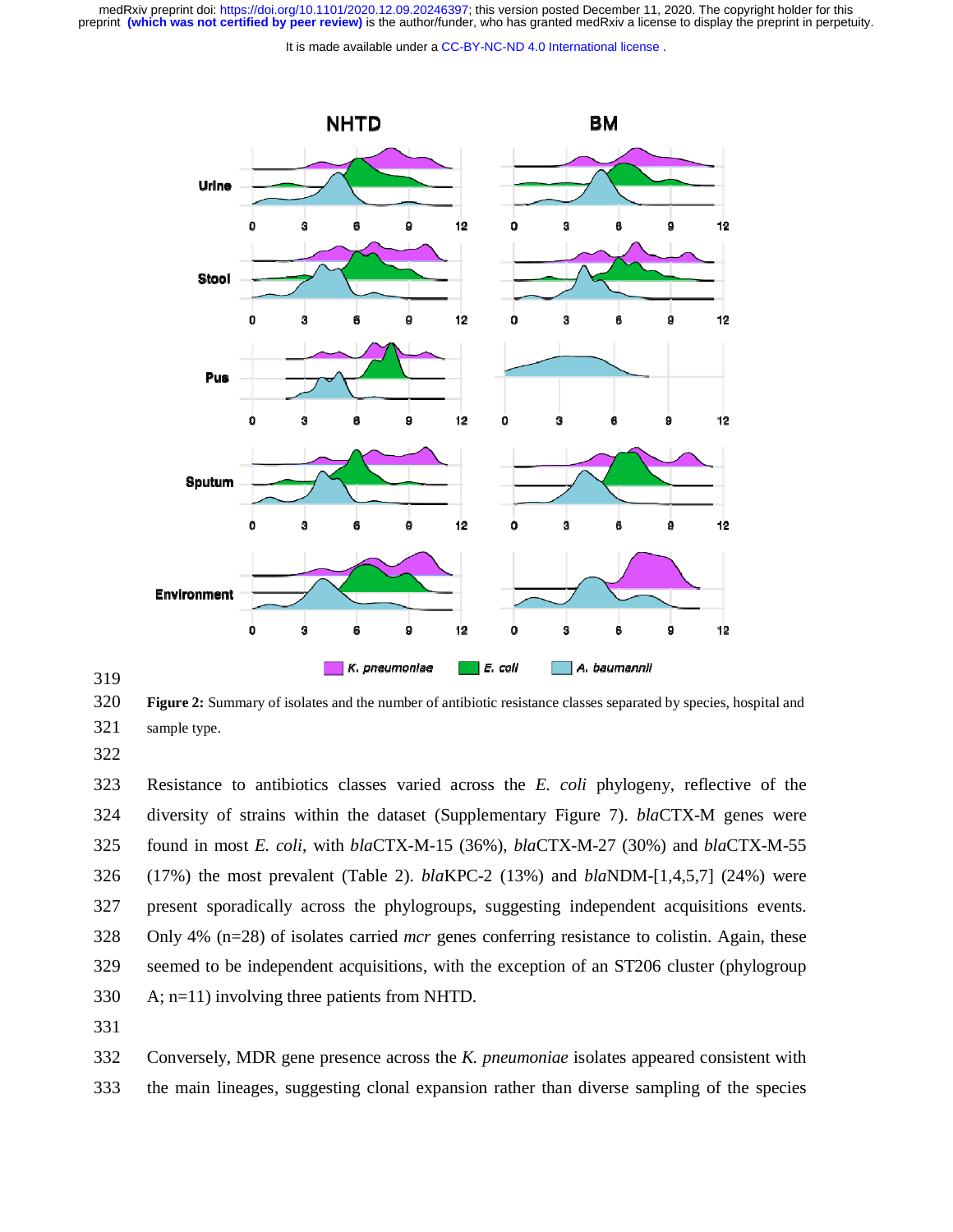**Figure 2:** Summary of isolates and the number of antibiotic resistance classes separated by species, hospital and sample type.

Resistance to antibiotics classes varied across the *E. coli* phylogeny, reflective of the diversity of strains within the dataset (Supplementary Figure 7). *bla*CTX-M genes were found in most *E. coli*, with *bla*CTX-M-15 (36%), *bla*CTX-M-27 (30%) and *bla*CTX-M-55 (17%) the most prevalent (Table 2). *bla*KPC-2 (13%) and *bla*NDM-[1,4,5,7] (24%) were present sporadically across the phylogroups, suggesting independent acquisitions events. Only 4% (n=28) of isolates carried *mcr* genes conferring resistance to colistin. Again, these seemed to be independent acquisitions, with the exception of an ST206 cluster (phylogroup A; n=11) involving three patients from NHTD.

Conversely, MDR gene presence across the *K. pneumoniae* isolates appeared consistent with the main lineages, suggesting clonal expansion rather than diverse sampling of the species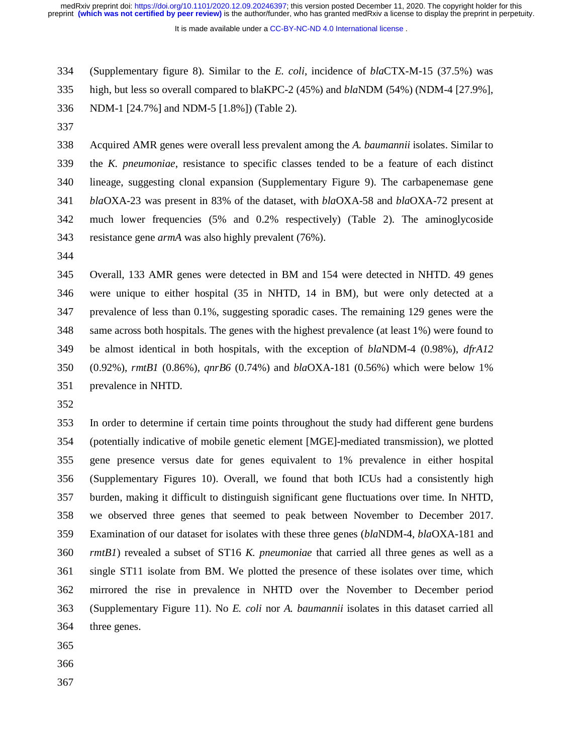(Supplementary figure 8). Similar to the *E. coli*, incidence of *bla*CTX-M-15 (37.5%) was high, but less so overall compared to blaKPC-2 (45%) and *bla*NDM (54%) (NDM-4 [27.9%], NDM-1 [24.7%] and NDM-5 [1.8%]) (Table 2).

Acquired AMR genes were overall less prevalent among the *A. baumannii* isolates. Similar to the *K. pneumoniae*, resistance to specific classes tended to be a feature of each distinct lineage, suggesting clonal expansion (Supplementary Figure 9). The carbapenemase gene *bla*OXA-23 was present in 83% of the dataset, with *bla*OXA-58 and *bla*OXA-72 present at much lower frequencies (5% and 0.2% respectively) (Table 2). The aminoglycoside resistance gene *armA* was also highly prevalent (76%).

Overall, 133 AMR genes were detected in BM and 154 were detected in NHTD. 49 genes were unique to either hospital (35 in NHTD, 14 in BM), but were only detected at a prevalence of less than 0.1%, suggesting sporadic cases. The remaining 129 genes were the same across both hospitals. The genes with the highest prevalence (at least 1%) were found to be almost identical in both hospitals, with the exception of *bla*NDM-4 (0.98%), *dfrA12* (0.92%), *rmtB1* (0.86%), *qnrB6* (0.74%) and *bla*OXA-181 (0.56%) which were below 1% prevalence in NHTD.

In order to determine if certain time points throughout the study had different gene burdens (potentially indicative of mobile genetic element [MGE]-mediated transmission), we plotted gene presence versus date for genes equivalent to 1% prevalence in either hospital (Supplementary Figures 10). Overall, we found that both ICUs had a consistently high burden, making it difficult to distinguish significant gene fluctuations over time. In NHTD, we observed three genes that seemed to peak between November to December 2017. Examination of our dataset for isolates with these three genes (*bla*NDM-4, *bla*OXA-181 and *rmtB1*) revealed a subset of ST16 *K. pneumoniae* that carried all three genes as well as a single ST11 isolate from BM. We plotted the presence of these isolates over time, which mirrored the rise in prevalence in NHTD over the November to December period (Supplementary Figure 11). No *E. coli* nor *A. baumannii* isolates in this dataset carried all three genes.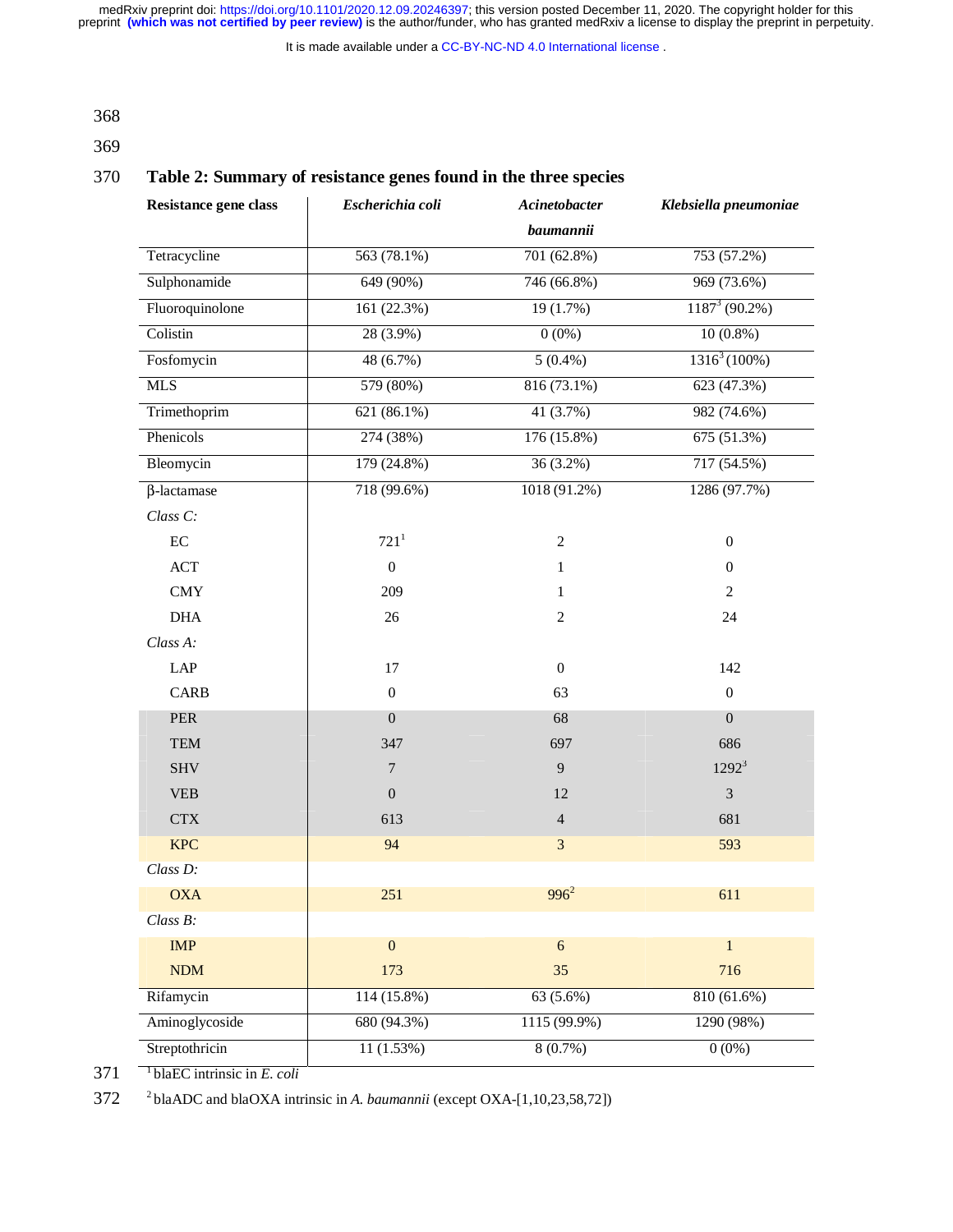**Table 2: Summary of resistance genes found in the three species**

| Resistance gene class | *Escherichia coli* | *Acinetobacter baumannii* | *Klebsiella pneumoniae* |
|---|---|---|---|
| Tetracycline | 563 (78.1%) | 701 (62.8%) | 753 (57.2%) |
| Sulphonamide | 649 (90%) | 746 (66.8%) | 969 (73.6%) |
| Fluoroquinolone | 161 (22.3%) | 19 (1.7%) | 1187[3] (90.2%) |
| Colistin | 28 (3.9%) | 0 (0%) | 10 (0.8%) |
| Fosfomycin | 48 (6.7%) | 5 (0.4%) | 1316[3] (100%) |
| MLS | 579 (80%) | 816 (73.1%) | 623 (47.3%) |
| Trimethoprim | 621 (86.1%) | 41 (3.7%) | 982 (74.6%) |
| Phenicols | 274 (38%) | 176 (15.8%) | 675 (51.3%) |
| Bleomycin | 179 (24.8%) | 36 (3.2%) | 717 (54.5%) |
| β-lactamase | 718 (99.6%) | 1018 (91.2%) | 1286 (97.7%) |
| *Class C:* | | | |
| EC | 721[1] | 2 | 0 |
| ACT | 0 | 1 | 0 |
| CMY | 209 | 1 | 2 |
| DHA | 26 | 2 | 24 |
| *Class A:* | | | |
| LAP | 17 | 0 | 142 |
| CARB | 0 | 63 | 0 |
| PER | 0 | 68 | 0 |
| TEM | 347 | 697 | 686 |
| SHV | 7 | 9 | 1292[3] |
| VEB | 0 | 12 | 3 |
| CTX | 613 | 4 | 681 |
| KPC | 94 | 3 | 593 |
| *Class D:* | | | |
| OXA | 251 | 996[2] | 611 |
| *Class B:* | | | |
| IMP | 0 | 6 | 1 |
| NDM | 173 | 35 | 716 |
| Rifamycin | 114 (15.8%) | 63 (5.6%) | 810 (61.6%) |
| Aminoglycoside | 680 (94.3%) | 1115 (99.9%) | 1290 (98%) |
| Streptothricin | 11 (1.53%) | 8 (0.7%) | 0 (0%) |

[1] blaEC intrinsic in *E. coli*

[2] blaADC and blaOXA intrinsic in *A. baumannii* (except OXA-[1,10,23,58,72])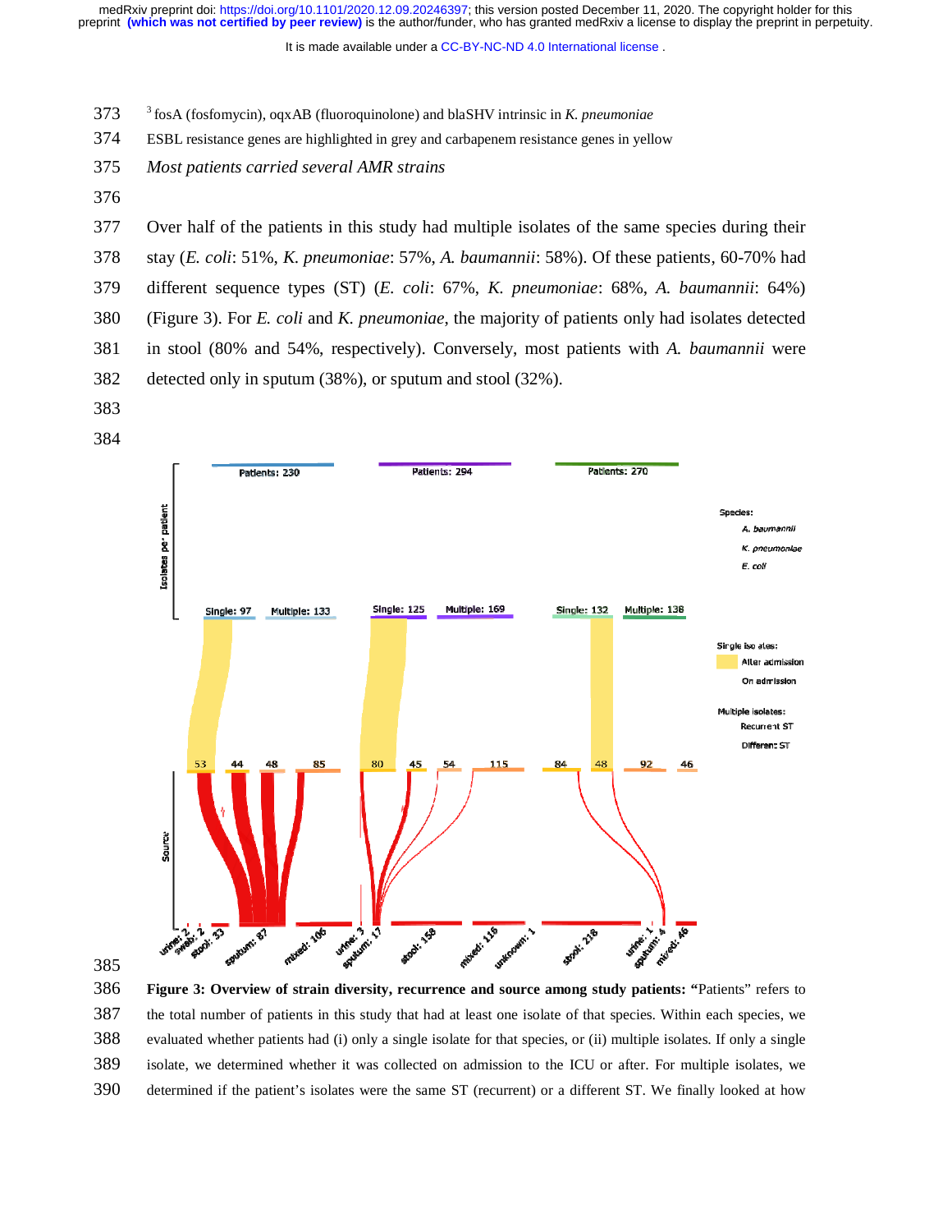[3] fosA (fosfomycin), oqxAB (fluoroquinolone) and blaSHV intrinsic in *K. pneumoniae*

ESBL resistance genes are highlighted in grey and carbapenem resistance genes in yellow

*Most patients carried several AMR strains*

Over half of the patients in this study had multiple isolates of the same species during their stay (*E. coli*: 51%, *K. pneumoniae*: 57%, *A. baumannii*: 58%). Of these patients, 60-70% had different sequence types (ST) (*E. coli*: 67%, *K. pneumoniae*: 68%, *A. baumannii*: 64%) (Figure 3). For *E. coli* and *K. pneumoniae*, the majority of patients only had isolates detected in stool (80% and 54%, respectively). Conversely, most patients with *A. baumannii* were detected only in sputum (38%), or sputum and stool (32%).

**Figure 3: Overview of strain diversity, recurrence and source among study patients:** "Patients" refers to the total number of patients in this study that had at least one isolate of that species. Within each species, we evaluated whether patients had (i) only a single isolate for that species, or (ii) multiple isolates. If only a single isolate, we determined whether it was collected on admission to the ICU or after. For multiple isolates, we determined if the patient's isolates were the same ST (recurrent) or a different ST. We finally looked at how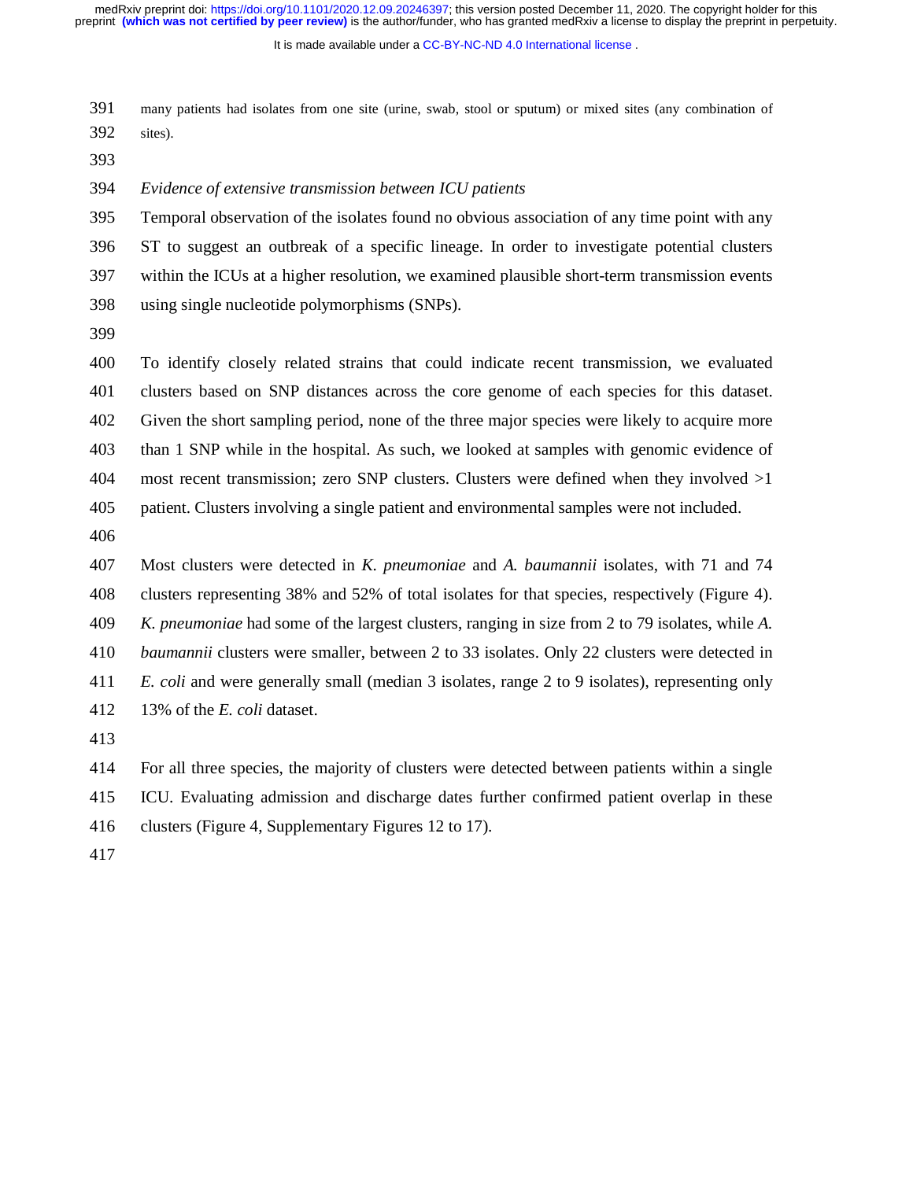many patients had isolates from one site (urine, swab, stool or sputum) or mixed sites (any combination of sites).

*Evidence of extensive transmission between ICU patients*

Temporal observation of the isolates found no obvious association of any time point with any ST to suggest an outbreak of a specific lineage. In order to investigate potential clusters within the ICUs at a higher resolution, we examined plausible short-term transmission events using single nucleotide polymorphisms (SNPs).

To identify closely related strains that could indicate recent transmission, we evaluated clusters based on SNP distances across the core genome of each species for this dataset. Given the short sampling period, none of the three major species were likely to acquire more than 1 SNP while in the hospital. As such, we looked at samples with genomic evidence of most recent transmission; zero SNP clusters. Clusters were defined when they involved >1 patient. Clusters involving a single patient and environmental samples were not included.

Most clusters were detected in *K. pneumoniae* and *A. baumannii* isolates, with 71 and 74 clusters representing 38% and 52% of total isolates for that species, respectively (Figure 4). *K. pneumoniae* had some of the largest clusters, ranging in size from 2 to 79 isolates, while *A. baumannii* clusters were smaller, between 2 to 33 isolates. Only 22 clusters were detected in *E. coli* and were generally small (median 3 isolates, range 2 to 9 isolates), representing only 13% of the *E. coli* dataset.

For all three species, the majority of clusters were detected between patients within a single ICU. Evaluating admission and discharge dates further confirmed patient overlap in these clusters (Figure 4, Supplementary Figures 12 to 17).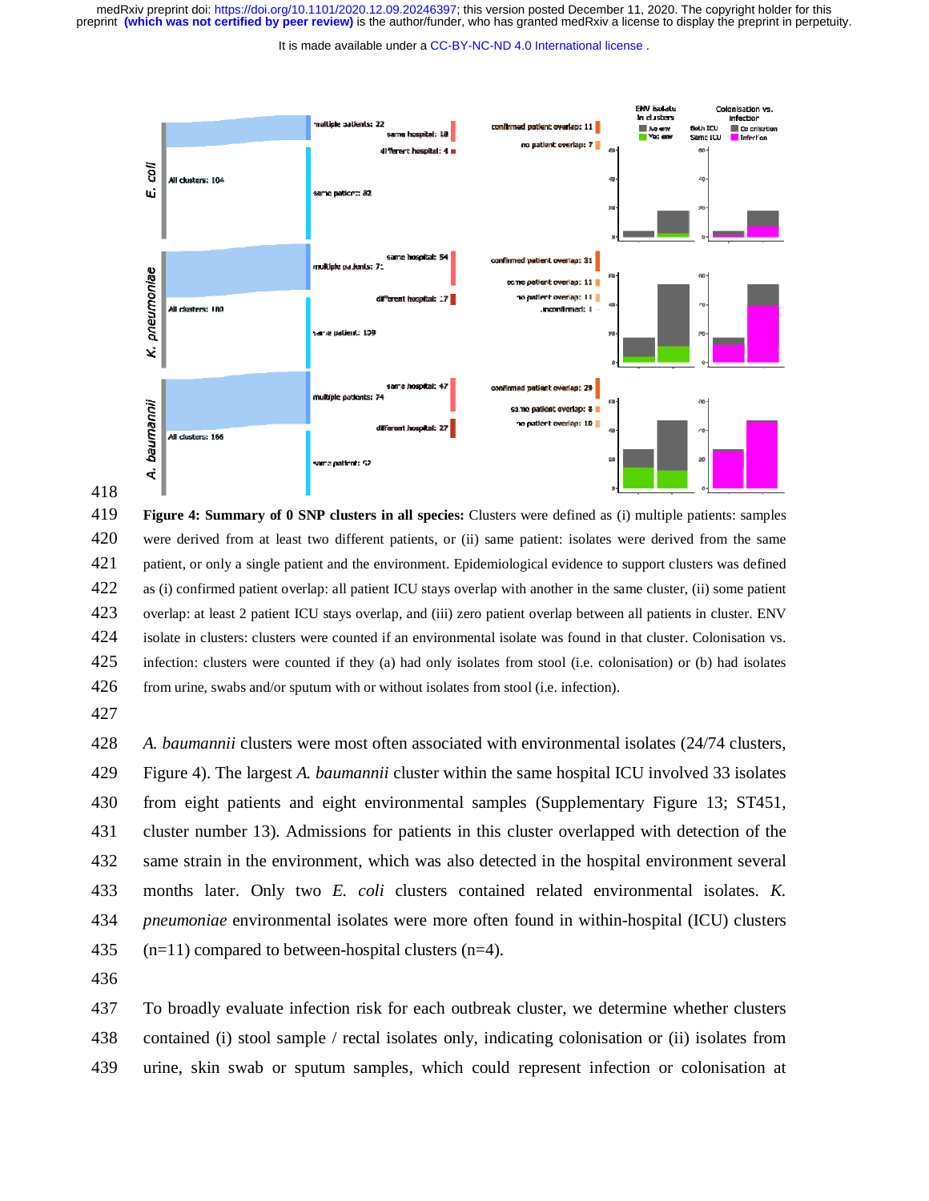**Figure 4: Summary of 0 SNP clusters in all species:** Clusters were defined as (i) multiple patients: samples were derived from at least two different patients, or (ii) same patient: isolates were derived from the same patient, or only a single patient and the environment. Epidemiological evidence to support clusters was defined as (i) confirmed patient overlap: all patient ICU stays overlap with another in the same cluster, (ii) some patient overlap: at least 2 patient ICU stays overlap, and (iii) zero patient overlap between all patients in cluster. ENV isolate in clusters: clusters were counted if an environmental isolate was found in that cluster. Colonisation vs. infection: clusters were counted if they (a) had only isolates from stool (i.e. colonisation) or (b) had isolates from urine, swabs and/or sputum with or without isolates from stool (i.e. infection).

*A. baumannii* clusters were most often associated with environmental isolates (24/74 clusters, Figure 4). The largest *A. baumannii* cluster within the same hospital ICU involved 33 isolates from eight patients and eight environmental samples (Supplementary Figure 13; ST451, cluster number 13). Admissions for patients in this cluster overlapped with detection of the same strain in the environment, which was also detected in the hospital environment several months later. Only two *E. coli* clusters contained related environmental isolates. *K. pneumoniae* environmental isolates were more often found in within-hospital (ICU) clusters (n=11) compared to between-hospital clusters (n=4).

To broadly evaluate infection risk for each outbreak cluster, we determine whether clusters contained (i) stool sample / rectal isolates only, indicating colonisation or (ii) isolates from urine, skin swab or sputum samples, which could represent infection or colonisation at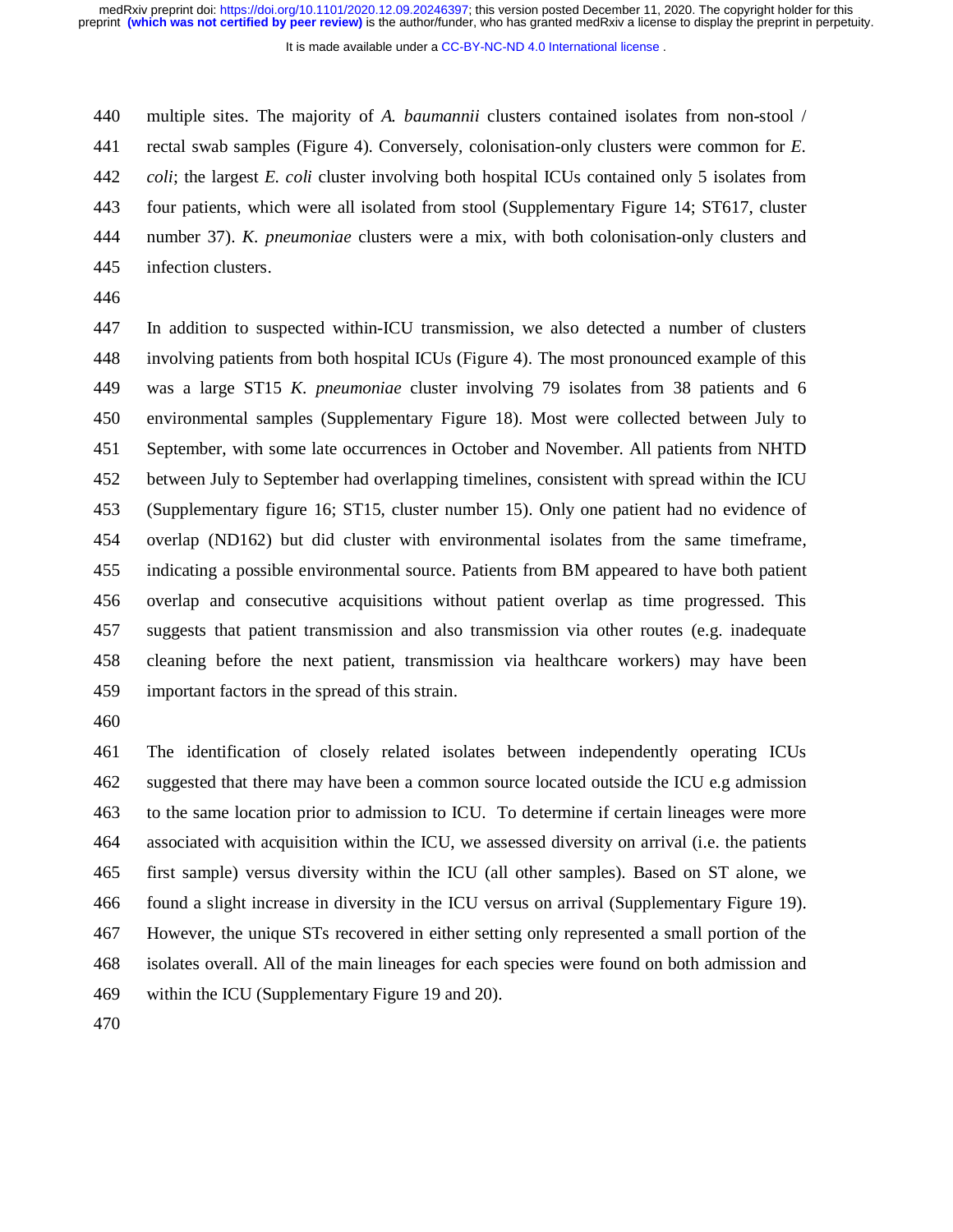multiple sites. The majority of *A. baumannii* clusters contained isolates from non-stool / rectal swab samples (Figure 4). Conversely, colonisation-only clusters were common for *E. coli*; the largest *E. coli* cluster involving both hospital ICUs contained only 5 isolates from four patients, which were all isolated from stool (Supplementary Figure 14; ST617, cluster number 37). *K. pneumoniae* clusters were a mix, with both colonisation-only clusters and infection clusters.

In addition to suspected within-ICU transmission, we also detected a number of clusters involving patients from both hospital ICUs (Figure 4). The most pronounced example of this was a large ST15 *K. pneumoniae* cluster involving 79 isolates from 38 patients and 6 environmental samples (Supplementary Figure 18). Most were collected between July to September, with some late occurrences in October and November. All patients from NHTD between July to September had overlapping timelines, consistent with spread within the ICU (Supplementary figure 16; ST15, cluster number 15). Only one patient had no evidence of overlap (ND162) but did cluster with environmental isolates from the same timeframe, indicating a possible environmental source. Patients from BM appeared to have both patient overlap and consecutive acquisitions without patient overlap as time progressed. This suggests that patient transmission and also transmission via other routes (e.g. inadequate cleaning before the next patient, transmission via healthcare workers) may have been important factors in the spread of this strain.

The identification of closely related isolates between independently operating ICUs suggested that there may have been a common source located outside the ICU e.g admission to the same location prior to admission to ICU. To determine if certain lineages were more associated with acquisition within the ICU, we assessed diversity on arrival (i.e. the patients first sample) versus diversity within the ICU (all other samples). Based on ST alone, we found a slight increase in diversity in the ICU versus on arrival (Supplementary Figure 19). However, the unique STs recovered in either setting only represented a small portion of the isolates overall. All of the main lineages for each species were found on both admission and within the ICU (Supplementary Figure 19 and 20).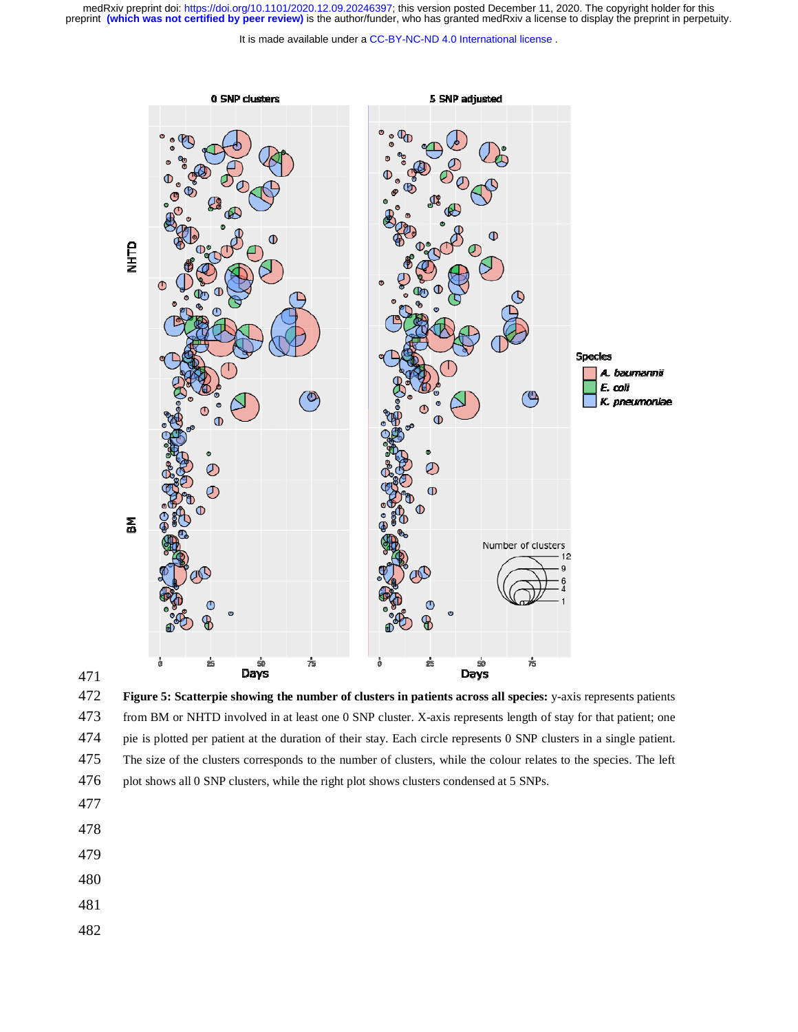**Figure 5: Scatterpie showing the number of clusters in patients across all species:** y-axis represents patients from BM or NHTD involved in at least one 0 SNP cluster. X-axis represents length of stay for that patient; one pie is plotted per patient at the duration of their stay. Each circle represents 0 SNP clusters in a single patient. The size of the clusters corresponds to the number of clusters, while the colour relates to the species. The left plot shows all 0 SNP clusters, while the right plot shows clusters condensed at 5 SNPs.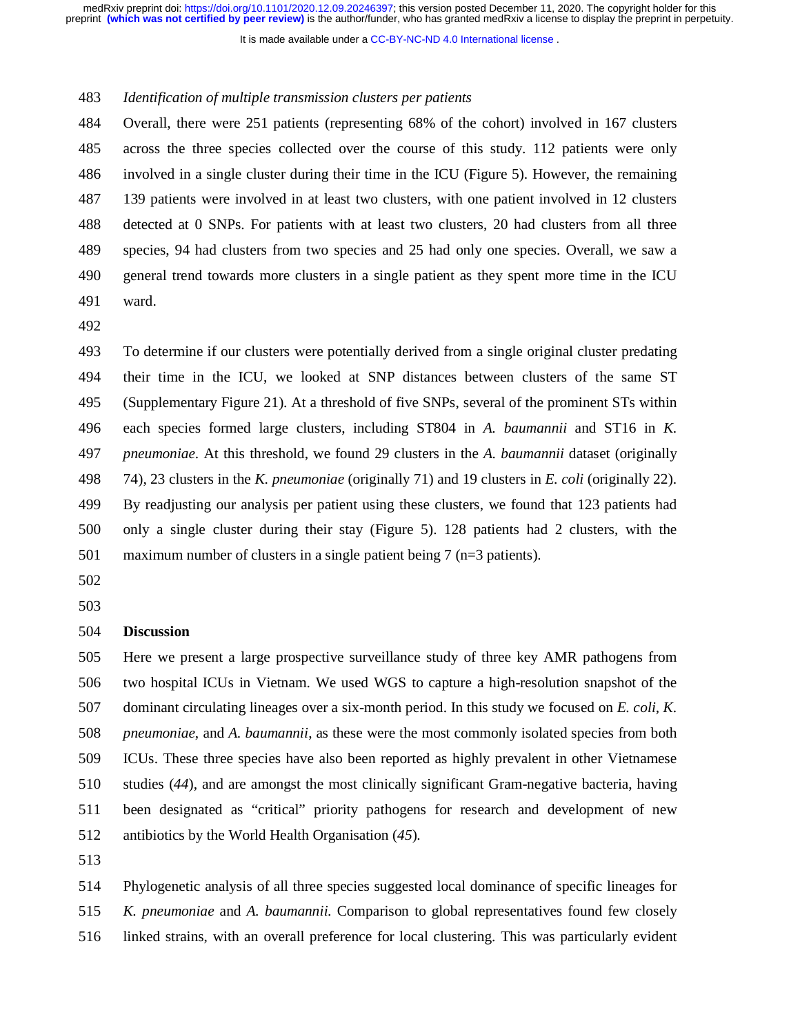*Identification of multiple transmission clusters per patients*

Overall, there were 251 patients (representing 68% of the cohort) involved in 167 clusters across the three species collected over the course of this study. 112 patients were only involved in a single cluster during their time in the ICU (Figure 5). However, the remaining 139 patients were involved in at least two clusters, with one patient involved in 12 clusters detected at 0 SNPs. For patients with at least two clusters, 20 had clusters from all three species, 94 had clusters from two species and 25 had only one species. Overall, we saw a general trend towards more clusters in a single patient as they spent more time in the ICU ward.

To determine if our clusters were potentially derived from a single original cluster predating their time in the ICU, we looked at SNP distances between clusters of the same ST (Supplementary Figure 21). At a threshold of five SNPs, several of the prominent STs within each species formed large clusters, including ST804 in *A. baumannii* and ST16 in *K. pneumoniae*. At this threshold, we found 29 clusters in the *A. baumannii* dataset (originally 74), 23 clusters in the *K. pneumoniae* (originally 71) and 19 clusters in *E. coli* (originally 22). By readjusting our analysis per patient using these clusters, we found that 123 patients had only a single cluster during their stay (Figure 5). 128 patients had 2 clusters, with the maximum number of clusters in a single patient being 7 (n=3 patients).

## Discussion

Here we present a large prospective surveillance study of three key AMR pathogens from two hospital ICUs in Vietnam. We used WGS to capture a high-resolution snapshot of the dominant circulating lineages over a six-month period. In this study we focused on *E. coli*, *K. pneumoniae*, and *A. baumannii*, as these were the most commonly isolated species from both ICUs. These three species have also been reported as highly prevalent in other Vietnamese studies (*44*), and are amongst the most clinically significant Gram-negative bacteria, having been designated as "critical" priority pathogens for research and development of new antibiotics by the World Health Organisation (*45*).

Phylogenetic analysis of all three species suggested local dominance of specific lineages for *K. pneumoniae* and *A. baumannii.* Comparison to global representatives found few closely linked strains, with an overall preference for local clustering. This was particularly evident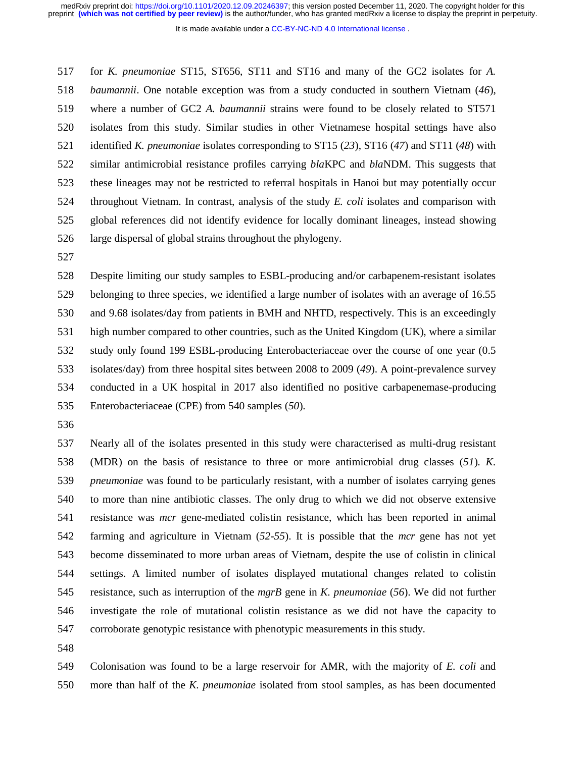for *K. pneumoniae* ST15, ST656, ST11 and ST16 and many of the GC2 isolates for *A. baumannii*. One notable exception was from a study conducted in southern Vietnam (*46*), where a number of GC2 *A. baumannii* strains were found to be closely related to ST571 isolates from this study. Similar studies in other Vietnamese hospital settings have also identified *K. pneumoniae* isolates corresponding to ST15 (*23*), ST16 (*47*) and ST11 (*48*) with similar antimicrobial resistance profiles carrying *bla*KPC and *bla*NDM. This suggests that these lineages may not be restricted to referral hospitals in Hanoi but may potentially occur throughout Vietnam. In contrast, analysis of the study *E. coli* isolates and comparison with global references did not identify evidence for locally dominant lineages, instead showing large dispersal of global strains throughout the phylogeny.

Despite limiting our study samples to ESBL-producing and/or carbapenem-resistant isolates belonging to three species, we identified a large number of isolates with an average of 16.55 and 9.68 isolates/day from patients in BMH and NHTD, respectively. This is an exceedingly high number compared to other countries, such as the United Kingdom (UK), where a similar study only found 199 ESBL-producing Enterobacteriaceae over the course of one year (0.5 isolates/day) from three hospital sites between 2008 to 2009 (*49*). A point-prevalence survey conducted in a UK hospital in 2017 also identified no positive carbapenemase-producing Enterobacteriaceae (CPE) from 540 samples (*50*).

Nearly all of the isolates presented in this study were characterised as multi-drug resistant (MDR) on the basis of resistance to three or more antimicrobial drug classes (*51*). *K. pneumoniae* was found to be particularly resistant, with a number of isolates carrying genes to more than nine antibiotic classes. The only drug to which we did not observe extensive resistance was *mcr* gene-mediated colistin resistance, which has been reported in animal farming and agriculture in Vietnam (*52-55*). It is possible that the *mcr* gene has not yet become disseminated to more urban areas of Vietnam, despite the use of colistin in clinical settings. A limited number of isolates displayed mutational changes related to colistin resistance, such as interruption of the *mgrB* gene in *K. pneumoniae* (*56*). We did not further investigate the role of mutational colistin resistance as we did not have the capacity to corroborate genotypic resistance with phenotypic measurements in this study.

Colonisation was found to be a large reservoir for AMR, with the majority of *E. coli* and more than half of the *K. pneumoniae* isolated from stool samples, as has been documented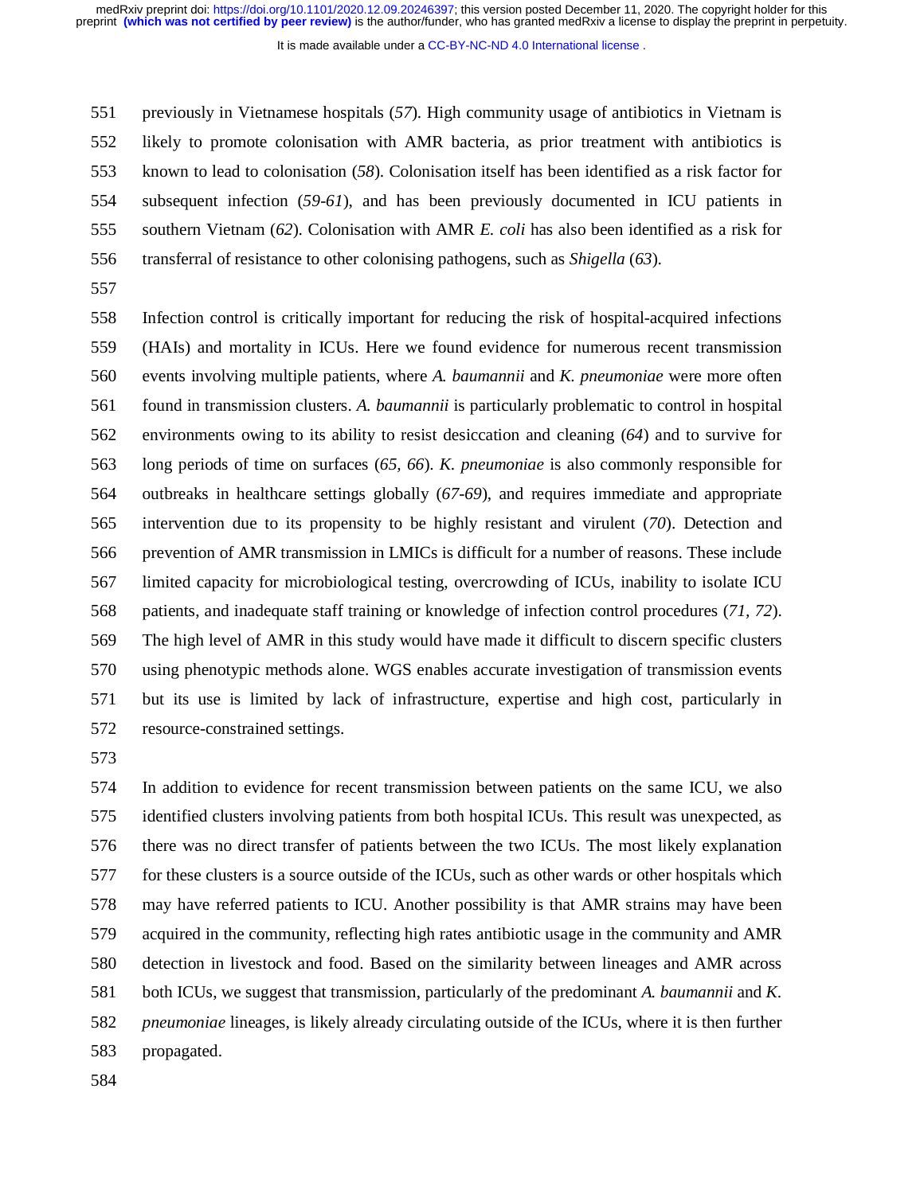previously in Vietnamese hospitals (*57*). High community usage of antibiotics in Vietnam is likely to promote colonisation with AMR bacteria, as prior treatment with antibiotics is known to lead to colonisation (*58*). Colonisation itself has been identified as a risk factor for subsequent infection (*59-61*), and has been previously documented in ICU patients in southern Vietnam (*62*). Colonisation with AMR *E. coli* has also been identified as a risk for transferral of resistance to other colonising pathogens, such as *Shigella* (*63*).

Infection control is critically important for reducing the risk of hospital-acquired infections (HAIs) and mortality in ICUs. Here we found evidence for numerous recent transmission events involving multiple patients, where *A. baumannii* and *K. pneumoniae* were more often found in transmission clusters. *A. baumannii* is particularly problematic to control in hospital environments owing to its ability to resist desiccation and cleaning (*64*) and to survive for long periods of time on surfaces (*65*, *66*). *K. pneumoniae* is also commonly responsible for outbreaks in healthcare settings globally (*67-69*), and requires immediate and appropriate intervention due to its propensity to be highly resistant and virulent (*70*). Detection and prevention of AMR transmission in LMICs is difficult for a number of reasons. These include limited capacity for microbiological testing, overcrowding of ICUs, inability to isolate ICU patients, and inadequate staff training or knowledge of infection control procedures (*71*, *72*). The high level of AMR in this study would have made it difficult to discern specific clusters using phenotypic methods alone. WGS enables accurate investigation of transmission events but its use is limited by lack of infrastructure, expertise and high cost, particularly in resource-constrained settings.

In addition to evidence for recent transmission between patients on the same ICU, we also identified clusters involving patients from both hospital ICUs. This result was unexpected, as there was no direct transfer of patients between the two ICUs. The most likely explanation for these clusters is a source outside of the ICUs, such as other wards or other hospitals which may have referred patients to ICU. Another possibility is that AMR strains may have been acquired in the community, reflecting high rates antibiotic usage in the community and AMR detection in livestock and food. Based on the similarity between lineages and AMR across both ICUs, we suggest that transmission, particularly of the predominant *A. baumannii* and *K. pneumoniae* lineages, is likely already circulating outside of the ICUs, where it is then further propagated.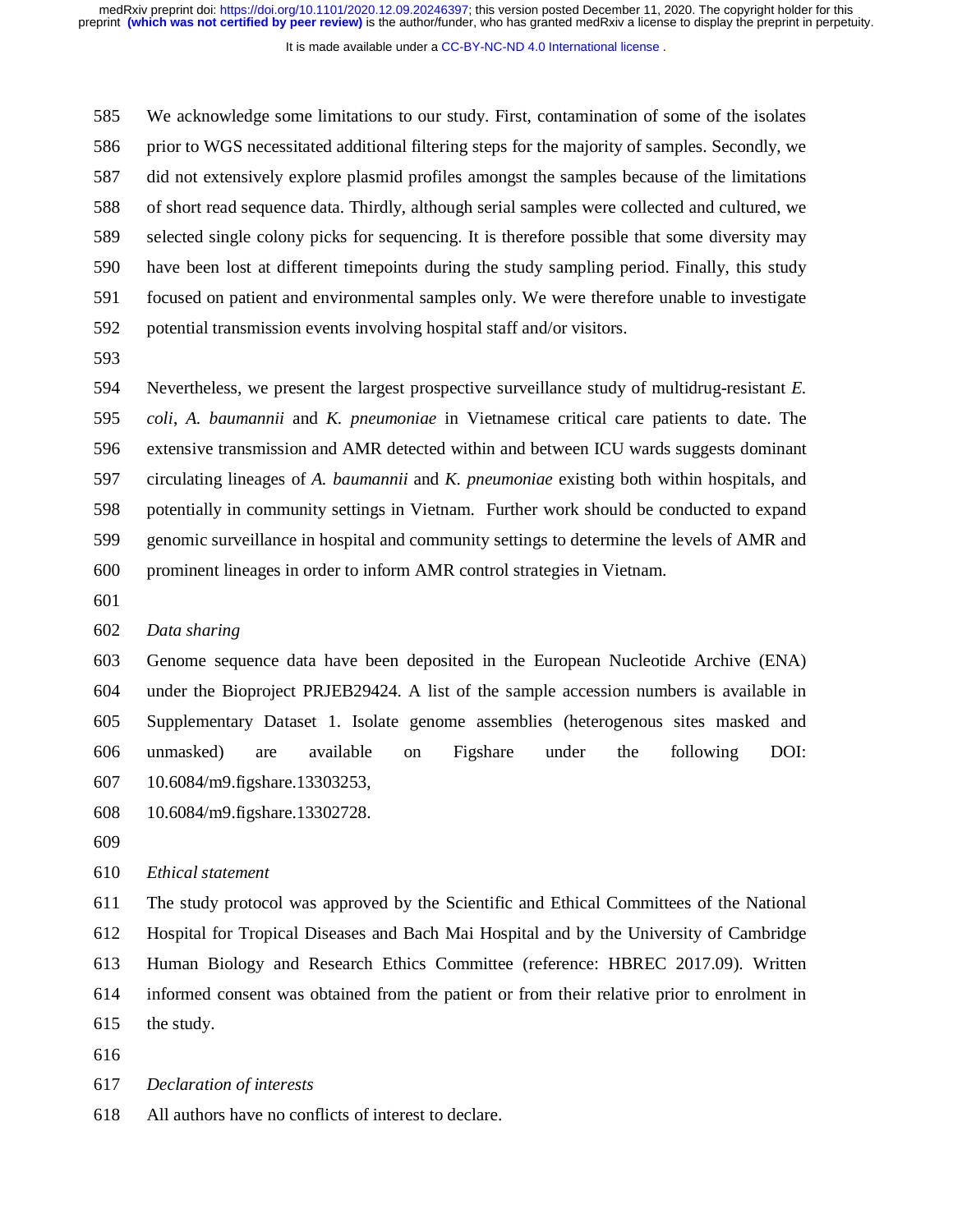We acknowledge some limitations to our study. First, contamination of some of the isolates prior to WGS necessitated additional filtering steps for the majority of samples. Secondly, we did not extensively explore plasmid profiles amongst the samples because of the limitations of short read sequence data. Thirdly, although serial samples were collected and cultured, we selected single colony picks for sequencing. It is therefore possible that some diversity may have been lost at different timepoints during the study sampling period. Finally, this study focused on patient and environmental samples only. We were therefore unable to investigate potential transmission events involving hospital staff and/or visitors.

Nevertheless, we present the largest prospective surveillance study of multidrug-resistant *E. coli*, *A. baumannii* and *K. pneumoniae* in Vietnamese critical care patients to date. The extensive transmission and AMR detected within and between ICU wards suggests dominant circulating lineages of *A. baumannii* and *K. pneumoniae* existing both within hospitals, and potentially in community settings in Vietnam. Further work should be conducted to expand genomic surveillance in hospital and community settings to determine the levels of AMR and prominent lineages in order to inform AMR control strategies in Vietnam.

*Data sharing*

Genome sequence data have been deposited in the European Nucleotide Archive (ENA) under the Bioproject PRJEB29424. A list of the sample accession numbers is available in Supplementary Dataset 1. Isolate genome assemblies (heterogenous sites masked and unmasked) are available on Figshare under the following DOI: 10.6084/m9.figshare.13303253, 10.6084/m9.figshare.13302728.

*Ethical statement*

The study protocol was approved by the Scientific and Ethical Committees of the National Hospital for Tropical Diseases and Bach Mai Hospital and by the University of Cambridge Human Biology and Research Ethics Committee (reference: HBREC 2017.09). Written informed consent was obtained from the patient or from their relative prior to enrolment in the study.

*Declaration of interests*

All authors have no conflicts of interest to declare.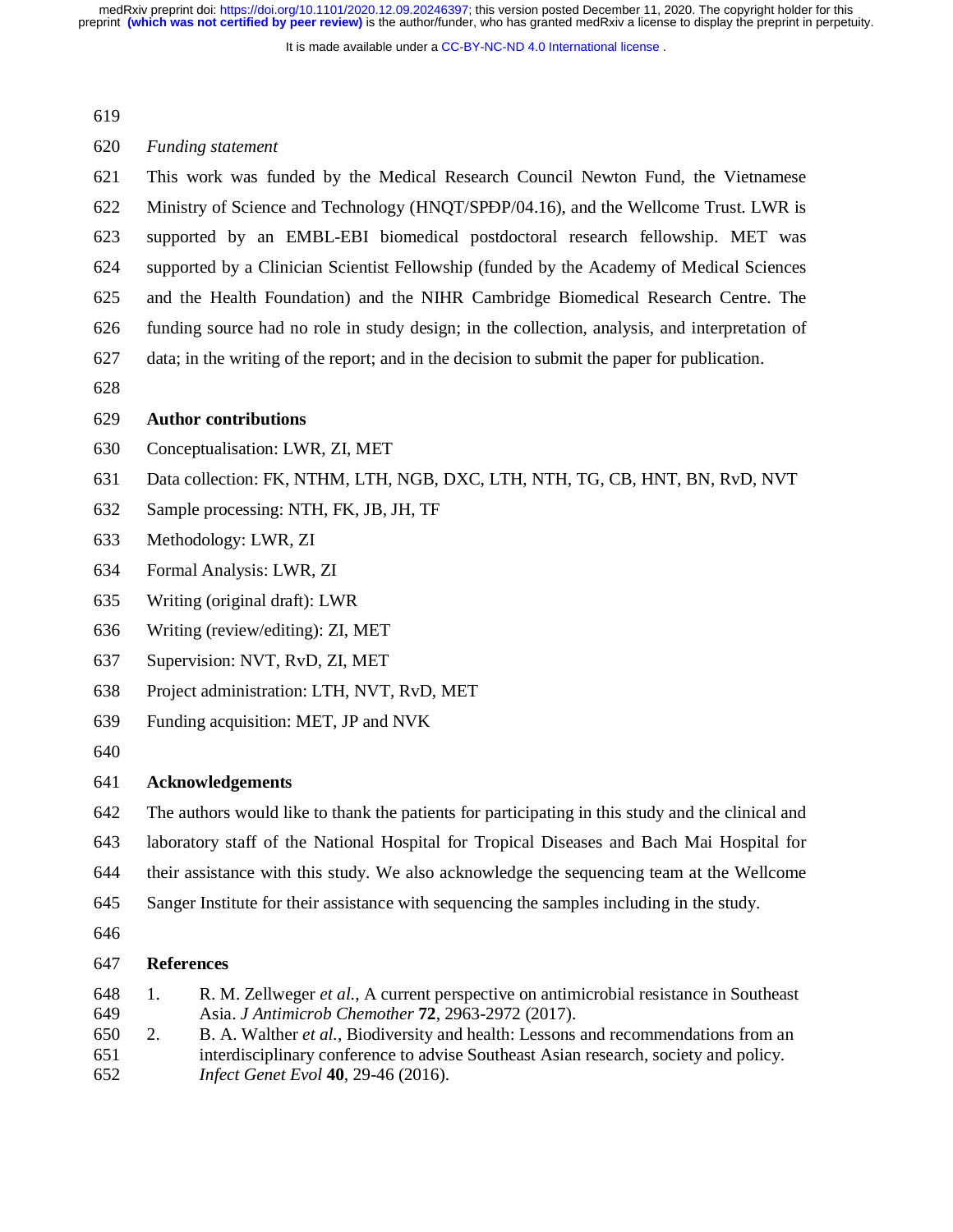*Funding statement*

This work was funded by the Medical Research Council Newton Fund, the Vietnamese Ministry of Science and Technology (HNQT/SPĐP/04.16), and the Wellcome Trust. LWR is supported by an EMBL-EBI biomedical postdoctoral research fellowship. MET was supported by a Clinician Scientist Fellowship (funded by the Academy of Medical Sciences and the Health Foundation) and the NIHR Cambridge Biomedical Research Centre. The funding source had no role in study design; in the collection, analysis, and interpretation of data; in the writing of the report; and in the decision to submit the paper for publication.

## Author contributions

Conceptualisation: LWR, ZI, MET
Data collection: FK, NTHM, LTH, NGB, DXC, LTH, NTH, TG, CB, HNT, BN, RvD, NVT
Sample processing: NTH, FK, JB, JH, TF
Methodology: LWR, ZI
Formal Analysis: LWR, ZI
Writing (original draft): LWR
Writing (review/editing): ZI, MET
Supervision: NVT, RvD, ZI, MET
Project administration: LTH, NVT, RvD, MET
Funding acquisition: MET, JP and NVK

## Acknowledgements

The authors would like to thank the patients for participating in this study and the clinical and laboratory staff of the National Hospital for Tropical Diseases and Bach Mai Hospital for their assistance with this study. We also acknowledge the sequencing team at the Wellcome Sanger Institute for their assistance with sequencing the samples including in the study.

## References

1. R. M. Zellweger *et al.*, A current perspective on antimicrobial resistance in Southeast Asia. *J Antimicrob Chemother* **72**, 2963-2972 (2017).
2. B. A. Walther *et al.*, Biodiversity and health: Lessons and recommendations from an interdisciplinary conference to advise Southeast Asian research, society and policy. *Infect Genet Evol* **40**, 29-46 (2016).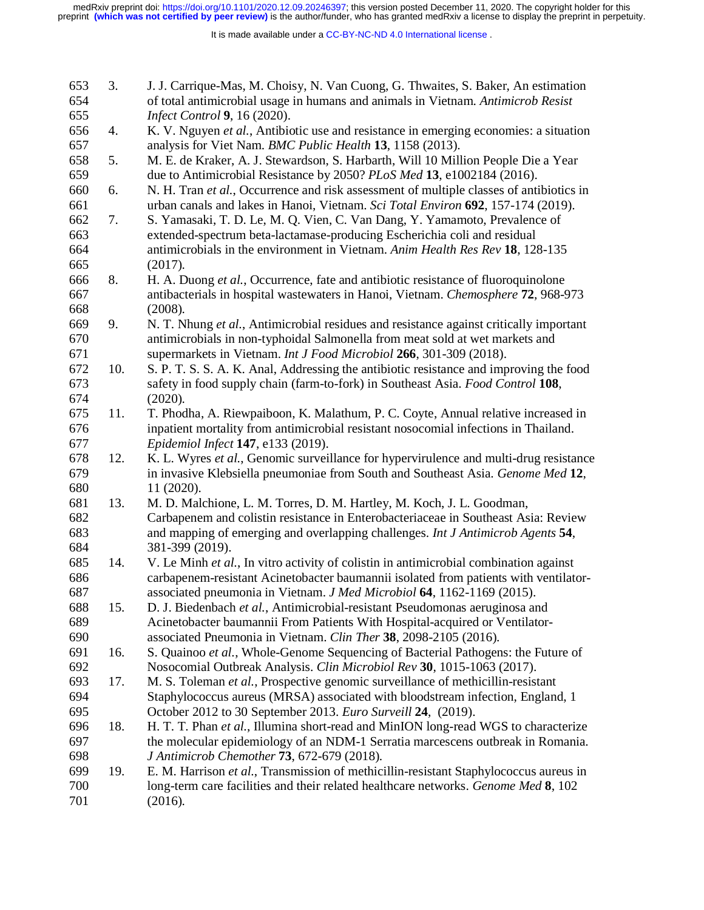3. J. J. Carrique-Mas, M. Choisy, N. Van Cuong, G. Thwaites, S. Baker, An estimation of total antimicrobial usage in humans and animals in Vietnam. *Antimicrob Resist Infect Control* **9**, 16 (2020).
4. K. V. Nguyen *et al.*, Antibiotic use and resistance in emerging economies: a situation analysis for Viet Nam. *BMC Public Health* **13**, 1158 (2013).
5. M. E. de Kraker, A. J. Stewardson, S. Harbarth, Will 10 Million People Die a Year due to Antimicrobial Resistance by 2050? *PLoS Med* **13**, e1002184 (2016).
6. N. H. Tran *et al.*, Occurrence and risk assessment of multiple classes of antibiotics in urban canals and lakes in Hanoi, Vietnam. *Sci Total Environ* **692**, 157-174 (2019).
7. S. Yamasaki, T. D. Le, M. Q. Vien, C. Van Dang, Y. Yamamoto, Prevalence of extended-spectrum beta-lactamase-producing Escherichia coli and residual antimicrobials in the environment in Vietnam. *Anim Health Res Rev* **18**, 128-135 (2017).
8. H. A. Duong *et al.*, Occurrence, fate and antibiotic resistance of fluoroquinolone antibacterials in hospital wastewaters in Hanoi, Vietnam. *Chemosphere* **72**, 968-973 (2008).
9. N. T. Nhung *et al.*, Antimicrobial residues and resistance against critically important antimicrobials in non-typhoidal Salmonella from meat sold at wet markets and supermarkets in Vietnam. *Int J Food Microbiol* **266**, 301-309 (2018).
10. S. P. T. S. S. A. K. Anal, Addressing the antibiotic resistance and improving the food safety in food supply chain (farm-to-fork) in Southeast Asia. *Food Control* **108**, (2020).
11. T. Phodha, A. Riewpaiboon, K. Malathum, P. C. Coyte, Annual relative increased in inpatient mortality from antimicrobial resistant nosocomial infections in Thailand. *Epidemiol Infect* **147**, e133 (2019).
12. K. L. Wyres *et al.*, Genomic surveillance for hypervirulence and multi-drug resistance in invasive Klebsiella pneumoniae from South and Southeast Asia. *Genome Med* **12**, 11 (2020).
13. M. D. Malchione, L. M. Torres, D. M. Hartley, M. Koch, J. L. Goodman, Carbapenem and colistin resistance in Enterobacteriaceae in Southeast Asia: Review and mapping of emerging and overlapping challenges. *Int J Antimicrob Agents* **54**, 381-399 (2019).
14. V. Le Minh *et al.*, In vitro activity of colistin in antimicrobial combination against carbapenem-resistant Acinetobacter baumannii isolated from patients with ventilator-associated pneumonia in Vietnam. *J Med Microbiol* **64**, 1162-1169 (2015).
15. D. J. Biedenbach *et al.*, Antimicrobial-resistant Pseudomonas aeruginosa and Acinetobacter baumannii From Patients With Hospital-acquired or Ventilator-associated Pneumonia in Vietnam. *Clin Ther* **38**, 2098-2105 (2016).
16. S. Quainoo *et al.*, Whole-Genome Sequencing of Bacterial Pathogens: the Future of Nosocomial Outbreak Analysis. *Clin Microbiol Rev* **30**, 1015-1063 (2017).
17. M. S. Toleman *et al.*, Prospective genomic surveillance of methicillin-resistant Staphylococcus aureus (MRSA) associated with bloodstream infection, England, 1 October 2012 to 30 September 2013. *Euro Surveill* **24**, (2019).
18. H. T. T. Phan *et al.*, Illumina short-read and MinION long-read WGS to characterize the molecular epidemiology of an NDM-1 Serratia marcescens outbreak in Romania. *J Antimicrob Chemother* **73**, 672-679 (2018).
19. E. M. Harrison *et al.*, Transmission of methicillin-resistant Staphylococcus aureus in long-term care facilities and their related healthcare networks. *Genome Med* **8**, 102 (2016).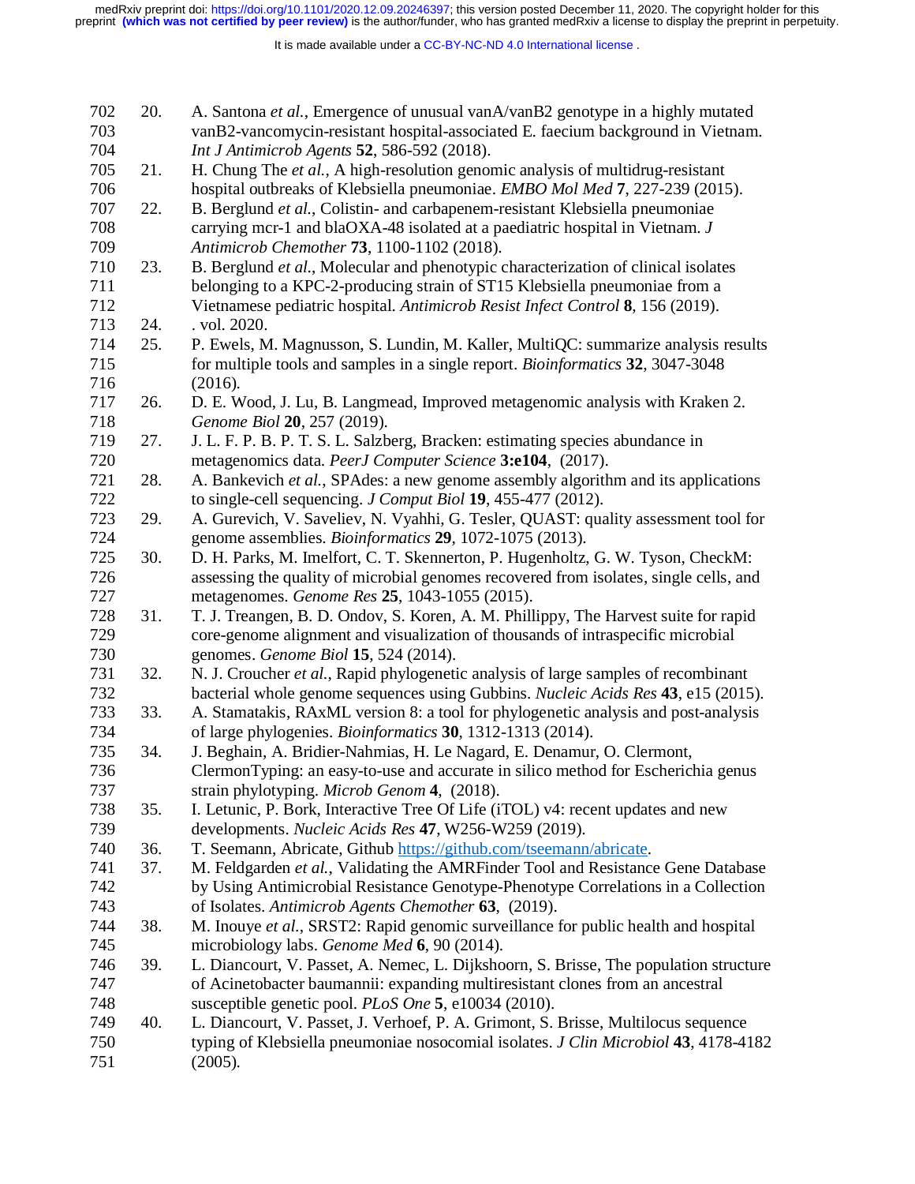20. A. Santona *et al.*, Emergence of unusual vanA/vanB2 genotype in a highly mutated vanB2-vancomycin-resistant hospital-associated E. faecium background in Vietnam. *Int J Antimicrob Agents* **52**, 586-592 (2018).
21. H. Chung The *et al.*, A high-resolution genomic analysis of multidrug-resistant hospital outbreaks of Klebsiella pneumoniae. *EMBO Mol Med* **7**, 227-239 (2015).
22. B. Berglund *et al.*, Colistin- and carbapenem-resistant Klebsiella pneumoniae carrying mcr-1 and blaOXA-48 isolated at a paediatric hospital in Vietnam. *J Antimicrob Chemother* **73**, 1100-1102 (2018).
23. B. Berglund *et al.*, Molecular and phenotypic characterization of clinical isolates belonging to a KPC-2-producing strain of ST15 Klebsiella pneumoniae from a Vietnamese pediatric hospital. *Antimicrob Resist Infect Control* **8**, 156 (2019).
24. . vol. 2020.
25. P. Ewels, M. Magnusson, S. Lundin, M. Kaller, MultiQC: summarize analysis results for multiple tools and samples in a single report. *Bioinformatics* **32**, 3047-3048 (2016).
26. D. E. Wood, J. Lu, B. Langmead, Improved metagenomic analysis with Kraken 2. *Genome Biol* **20**, 257 (2019).
27. J. L. F. P. B. P. T. S. L. Salzberg, Bracken: estimating species abundance in metagenomics data. *PeerJ Computer Science* **3:e104**, (2017).
28. A. Bankevich *et al.*, SPAdes: a new genome assembly algorithm and its applications to single-cell sequencing. *J Comput Biol* **19**, 455-477 (2012).
29. A. Gurevich, V. Saveliev, N. Vyahhi, G. Tesler, QUAST: quality assessment tool for genome assemblies. *Bioinformatics* **29**, 1072-1075 (2013).
30. D. H. Parks, M. Imelfort, C. T. Skennerton, P. Hugenholtz, G. W. Tyson, CheckM: assessing the quality of microbial genomes recovered from isolates, single cells, and metagenomes. *Genome Res* **25**, 1043-1055 (2015).
31. T. J. Treangen, B. D. Ondov, S. Koren, A. M. Phillippy, The Harvest suite for rapid core-genome alignment and visualization of thousands of intraspecific microbial genomes. *Genome Biol* **15**, 524 (2014).
32. N. J. Croucher *et al.*, Rapid phylogenetic analysis of large samples of recombinant bacterial whole genome sequences using Gubbins. *Nucleic Acids Res* **43**, e15 (2015).
33. A. Stamatakis, RAxML version 8: a tool for phylogenetic analysis and post-analysis of large phylogenies. *Bioinformatics* **30**, 1312-1313 (2014).
34. J. Beghain, A. Bridier-Nahmias, H. Le Nagard, E. Denamur, O. Clermont, ClermonTyping: an easy-to-use and accurate in silico method for Escherichia genus strain phylotyping. *Microb Genom* **4**, (2018).
35. I. Letunic, P. Bork, Interactive Tree Of Life (iTOL) v4: recent updates and new developments. *Nucleic Acids Res* **47**, W256-W259 (2019).
36. T. Seemann, Abricate, Github https://github.com/tseemann/abricate.
37. M. Feldgarden *et al.*, Validating the AMRFinder Tool and Resistance Gene Database by Using Antimicrobial Resistance Genotype-Phenotype Correlations in a Collection of Isolates. *Antimicrob Agents Chemother* **63**, (2019).
38. M. Inouye *et al.*, SRST2: Rapid genomic surveillance for public health and hospital microbiology labs. *Genome Med* **6**, 90 (2014).
39. L. Diancourt, V. Passet, A. Nemec, L. Dijkshoorn, S. Brisse, The population structure of Acinetobacter baumannii: expanding multiresistant clones from an ancestral susceptible genetic pool. *PLoS One* **5**, e10034 (2010).
40. L. Diancourt, V. Passet, J. Verhoef, P. A. Grimont, S. Brisse, Multilocus sequence typing of Klebsiella pneumoniae nosocomial isolates. *J Clin Microbiol* **43**, 4178-4182 (2005).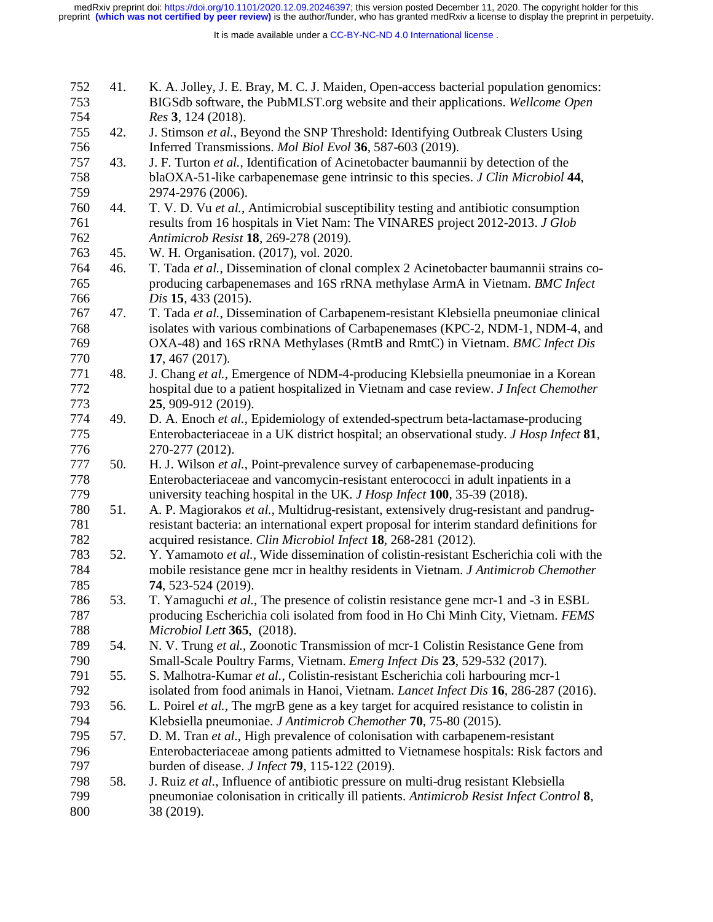41. K. A. Jolley, J. E. Bray, M. C. J. Maiden, Open-access bacterial population genomics: BIGSdb software, the PubMLST.org website and their applications. *Wellcome Open Res* **3**, 124 (2018).
42. J. Stimson *et al.*, Beyond the SNP Threshold: Identifying Outbreak Clusters Using Inferred Transmissions. *Mol Biol Evol* **36**, 587-603 (2019).
43. J. F. Turton *et al.*, Identification of Acinetobacter baumannii by detection of the blaOXA-51-like carbapenemase gene intrinsic to this species. *J Clin Microbiol* **44**, 2974-2976 (2006).
44. T. V. D. Vu *et al.*, Antimicrobial susceptibility testing and antibiotic consumption results from 16 hospitals in Viet Nam: The VINARES project 2012-2013. *J Glob Antimicrob Resist* **18**, 269-278 (2019).
45. W. H. Organisation. (2017), vol. 2020.
46. T. Tada *et al.*, Dissemination of clonal complex 2 Acinetobacter baumannii strains co-producing carbapenemases and 16S rRNA methylase ArmA in Vietnam. *BMC Infect Dis* **15**, 433 (2015).
47. T. Tada *et al.*, Dissemination of Carbapenem-resistant Klebsiella pneumoniae clinical isolates with various combinations of Carbapenemases (KPC-2, NDM-1, NDM-4, and OXA-48) and 16S rRNA Methylases (RmtB and RmtC) in Vietnam. *BMC Infect Dis* **17**, 467 (2017).
48. J. Chang *et al.*, Emergence of NDM-4-producing Klebsiella pneumoniae in a Korean hospital due to a patient hospitalized in Vietnam and case review. *J Infect Chemother* **25**, 909-912 (2019).
49. D. A. Enoch *et al.*, Epidemiology of extended-spectrum beta-lactamase-producing Enterobacteriaceae in a UK district hospital; an observational study. *J Hosp Infect* **81**, 270-277 (2012).
50. H. J. Wilson *et al.*, Point-prevalence survey of carbapenemase-producing Enterobacteriaceae and vancomycin-resistant enterococci in adult inpatients in a university teaching hospital in the UK. *J Hosp Infect* **100**, 35-39 (2018).
51. A. P. Magiorakos *et al.*, Multidrug-resistant, extensively drug-resistant and pandrug-resistant bacteria: an international expert proposal for interim standard definitions for acquired resistance. *Clin Microbiol Infect* **18**, 268-281 (2012).
52. Y. Yamamoto *et al.*, Wide dissemination of colistin-resistant Escherichia coli with the mobile resistance gene mcr in healthy residents in Vietnam. *J Antimicrob Chemother* **74**, 523-524 (2019).
53. T. Yamaguchi *et al.*, The presence of colistin resistance gene mcr-1 and -3 in ESBL producing Escherichia coli isolated from food in Ho Chi Minh City, Vietnam. *FEMS Microbiol Lett* **365**, (2018).
54. N. V. Trung *et al.*, Zoonotic Transmission of mcr-1 Colistin Resistance Gene from Small-Scale Poultry Farms, Vietnam. *Emerg Infect Dis* **23**, 529-532 (2017).
55. S. Malhotra-Kumar *et al.*, Colistin-resistant Escherichia coli harbouring mcr-1 isolated from food animals in Hanoi, Vietnam. *Lancet Infect Dis* **16**, 286-287 (2016).
56. L. Poirel *et al.*, The mgrB gene as a key target for acquired resistance to colistin in Klebsiella pneumoniae. *J Antimicrob Chemother* **70**, 75-80 (2015).
57. D. M. Tran *et al.*, High prevalence of colonisation with carbapenem-resistant Enterobacteriaceae among patients admitted to Vietnamese hospitals: Risk factors and burden of disease. *J Infect* **79**, 115-122 (2019).
58. J. Ruiz *et al.*, Influence of antibiotic pressure on multi-drug resistant Klebsiella pneumoniae colonisation in critically ill patients. *Antimicrob Resist Infect Control* **8**, 38 (2019).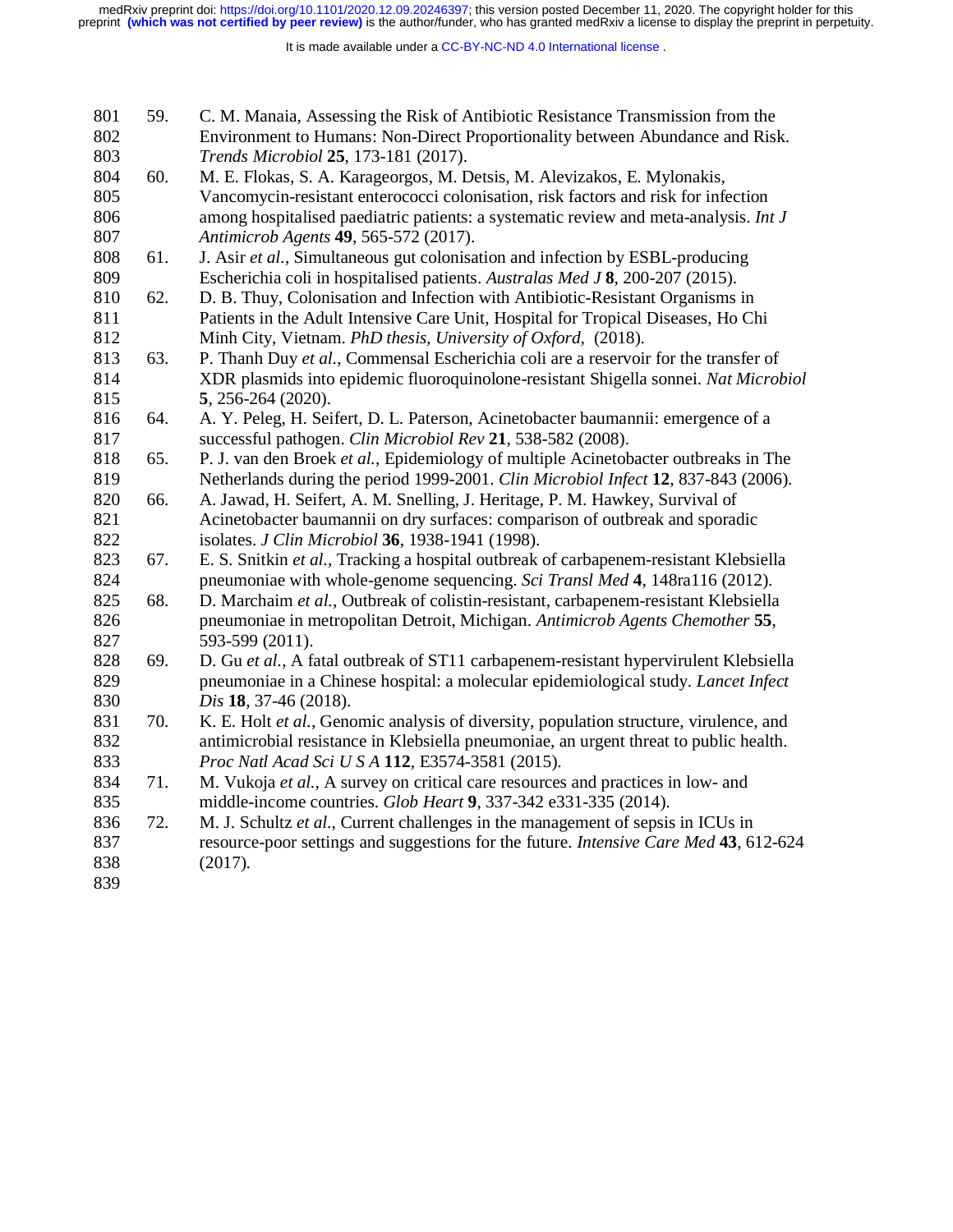59. C. M. Manaia, Assessing the Risk of Antibiotic Resistance Transmission from the Environment to Humans: Non-Direct Proportionality between Abundance and Risk. *Trends Microbiol* **25**, 173-181 (2017).
60. M. E. Flokas, S. A. Karageorgos, M. Detsis, M. Alevizakos, E. Mylonakis, Vancomycin-resistant enterococci colonisation, risk factors and risk for infection among hospitalised paediatric patients: a systematic review and meta-analysis. *Int J Antimicrob Agents* **49**, 565-572 (2017).
61. J. Asir *et al.*, Simultaneous gut colonisation and infection by ESBL-producing Escherichia coli in hospitalised patients. *Australas Med J* **8**, 200-207 (2015).
62. D. B. Thuy, Colonisation and Infection with Antibiotic-Resistant Organisms in Patients in the Adult Intensive Care Unit, Hospital for Tropical Diseases, Ho Chi Minh City, Vietnam. *PhD thesis, University of Oxford*, (2018).
63. P. Thanh Duy *et al.*, Commensal Escherichia coli are a reservoir for the transfer of XDR plasmids into epidemic fluoroquinolone-resistant Shigella sonnei. *Nat Microbiol* **5**, 256-264 (2020).
64. A. Y. Peleg, H. Seifert, D. L. Paterson, Acinetobacter baumannii: emergence of a successful pathogen. *Clin Microbiol Rev* **21**, 538-582 (2008).
65. P. J. van den Broek *et al.*, Epidemiology of multiple Acinetobacter outbreaks in The Netherlands during the period 1999-2001. *Clin Microbiol Infect* **12**, 837-843 (2006).
66. A. Jawad, H. Seifert, A. M. Snelling, J. Heritage, P. M. Hawkey, Survival of Acinetobacter baumannii on dry surfaces: comparison of outbreak and sporadic isolates. *J Clin Microbiol* **36**, 1938-1941 (1998).
67. E. S. Snitkin *et al.*, Tracking a hospital outbreak of carbapenem-resistant Klebsiella pneumoniae with whole-genome sequencing. *Sci Transl Med* **4**, 148ra116 (2012).
68. D. Marchaim *et al.*, Outbreak of colistin-resistant, carbapenem-resistant Klebsiella pneumoniae in metropolitan Detroit, Michigan. *Antimicrob Agents Chemother* **55**, 593-599 (2011).
69. D. Gu *et al.*, A fatal outbreak of ST11 carbapenem-resistant hypervirulent Klebsiella pneumoniae in a Chinese hospital: a molecular epidemiological study. *Lancet Infect Dis* **18**, 37-46 (2018).
70. K. E. Holt *et al.*, Genomic analysis of diversity, population structure, virulence, and antimicrobial resistance in Klebsiella pneumoniae, an urgent threat to public health. *Proc Natl Acad Sci U S A* **112**, E3574-3581 (2015).
71. M. Vukoja *et al.*, A survey on critical care resources and practices in low- and middle-income countries. *Glob Heart* **9**, 337-342 e331-335 (2014).
72. M. J. Schultz *et al.*, Current challenges in the management of sepsis in ICUs in resource-poor settings and suggestions for the future. *Intensive Care Med* **43**, 612-624 (2017).